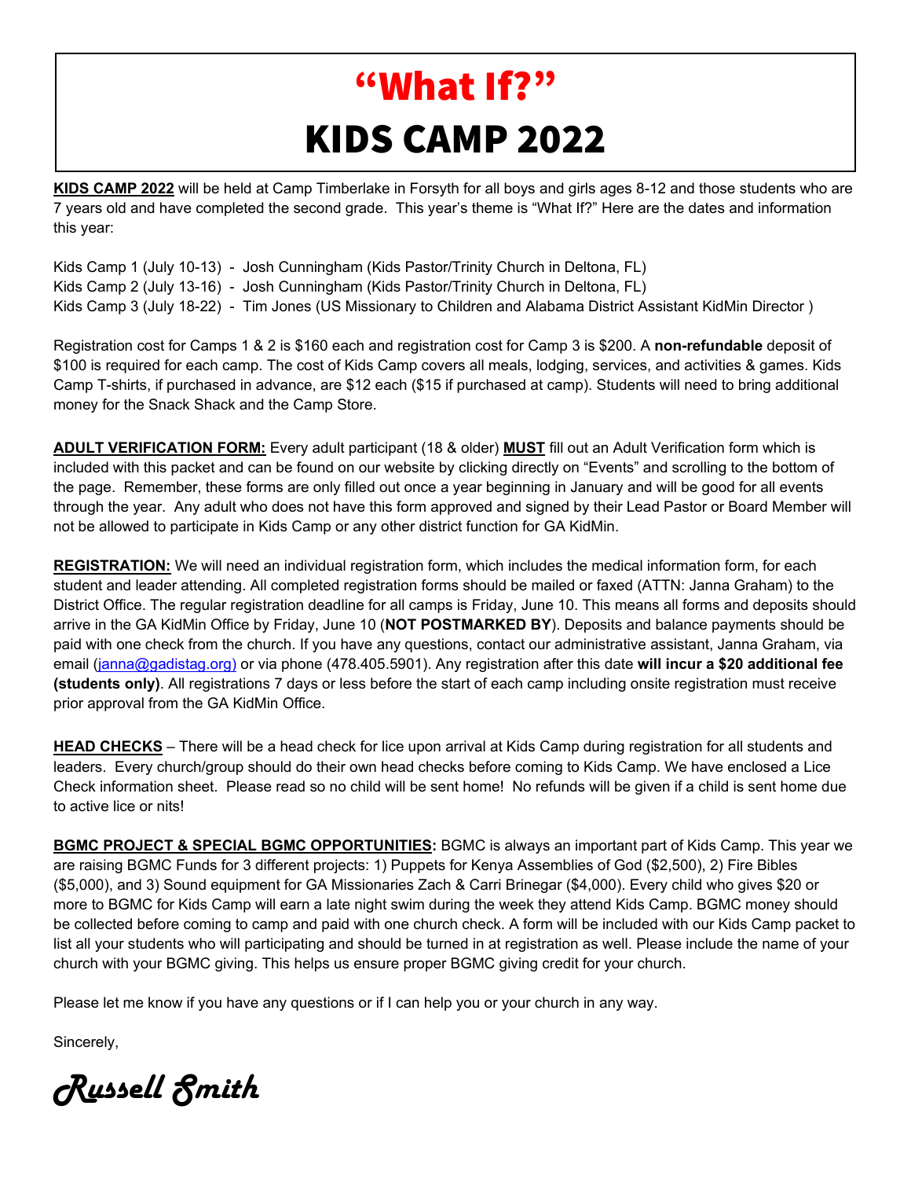# "What If?"
# KIDS CAMP 2022

**KIDS CAMP 2022** will be held at Camp Timberlake in Forsyth for all boys and girls ages 8-12 and those students who are 7 years old and have completed the second grade. This year's theme is "What If?" Here are the dates and information this year:

Kids Camp 1 (July 10-13) - Josh Cunningham (Kids Pastor/Trinity Church in Deltona, FL)
Kids Camp 2 (July 13-16) - Josh Cunningham (Kids Pastor/Trinity Church in Deltona, FL)
Kids Camp 3 (July 18-22) - Tim Jones (US Missionary to Children and Alabama District Assistant KidMin Director )

Registration cost for Camps 1 & 2 is $160 each and registration cost for Camp 3 is $200. A **non-refundable** deposit of $100 is required for each camp. The cost of Kids Camp covers all meals, lodging, services, and activities & games. Kids Camp T-shirts, if purchased in advance, are $12 each ($15 if purchased at camp). Students will need to bring additional money for the Snack Shack and the Camp Store.

**ADULT VERIFICATION FORM:** Every adult participant (18 & older) **MUST** fill out an Adult Verification form which is included with this packet and can be found on our website by clicking directly on "Events" and scrolling to the bottom of the page. Remember, these forms are only filled out once a year beginning in January and will be good for all events through the year. Any adult who does not have this form approved and signed by their Lead Pastor or Board Member will not be allowed to participate in Kids Camp or any other district function for GA KidMin.

**REGISTRATION:** We will need an individual registration form, which includes the medical information form, for each student and leader attending. All completed registration forms should be mailed or faxed (ATTN: Janna Graham) to the District Office. The regular registration deadline for all camps is Friday, June 10. This means all forms and deposits should arrive in the GA KidMin Office by Friday, June 10 (**NOT POSTMARKED BY**). Deposits and balance payments should be paid with one check from the church. If you have any questions, contact our administrative assistant, Janna Graham, via email (janna@gadistag.org) or via phone (478.405.5901). Any registration after this date **will incur a $20 additional fee (students only)**. All registrations 7 days or less before the start of each camp including onsite registration must receive prior approval from the GA KidMin Office.

**HEAD CHECKS** – There will be a head check for lice upon arrival at Kids Camp during registration for all students and leaders. Every church/group should do their own head checks before coming to Kids Camp. We have enclosed a Lice Check information sheet. Please read so no child will be sent home! No refunds will be given if a child is sent home due to active lice or nits!

**BGMC PROJECT & SPECIAL BGMC OPPORTUNITIES:** BGMC is always an important part of Kids Camp. This year we are raising BGMC Funds for 3 different projects: 1) Puppets for Kenya Assemblies of God ($2,500), 2) Fire Bibles ($5,000), and 3) Sound equipment for GA Missionaries Zach & Carri Brinegar ($4,000). Every child who gives $20 or more to BGMC for Kids Camp will earn a late night swim during the week they attend Kids Camp. BGMC money should be collected before coming to camp and paid with one church check. A form will be included with our Kids Camp packet to list all your students who will participating and should be turned in at registration as well. Please include the name of your church with your BGMC giving. This helps us ensure proper BGMC giving credit for your church.

Please let me know if you have any questions or if I can help you or your church in any way.

Sincerely,

*Russell Smith*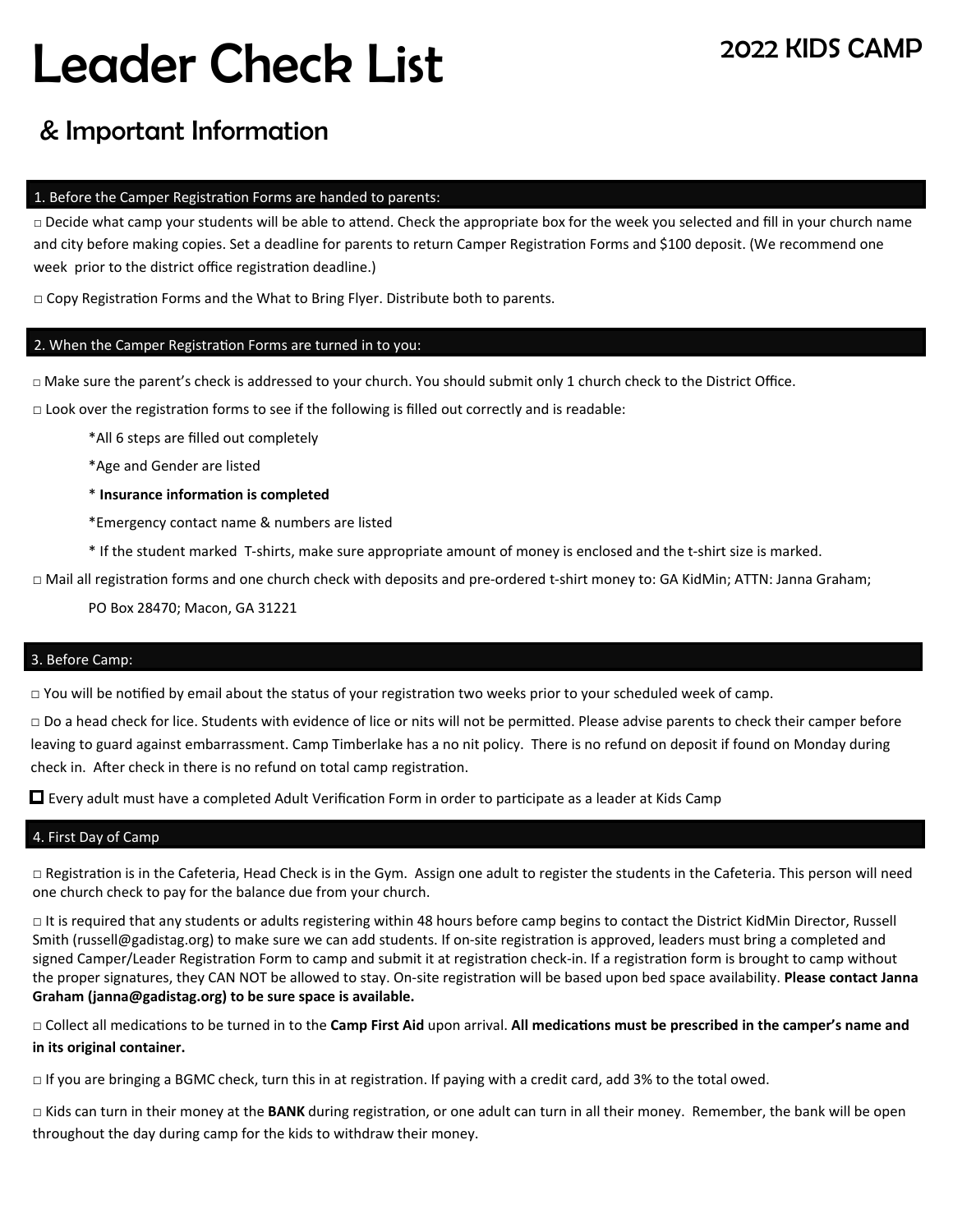# Leader Check List

2022 KIDS CAMP

## & Important Information

### 1. Before the Camper Registration Forms are handed to parents:

□ Decide what camp your students will be able to attend. Check the appropriate box for the week you selected and fill in your church name and city before making copies. Set a deadline for parents to return Camper Registration Forms and $100 deposit. (We recommend one week prior to the district office registration deadline.)

□ Copy Registration Forms and the What to Bring Flyer. Distribute both to parents.

### 2. When the Camper Registration Forms are turned in to you:

□ Make sure the parent's check is addressed to your church. You should submit only 1 church check to the District Office.

□ Look over the registration forms to see if the following is filled out correctly and is readable:

*All 6 steps are filled out completely

*Age and Gender are listed

* **Insurance information is completed**

*Emergency contact name & numbers are listed

* If the student marked T-shirts, make sure appropriate amount of money is enclosed and the t-shirt size is marked.

□ Mail all registration forms and one church check with deposits and pre-ordered t-shirt money to: GA KidMin; ATTN: Janna Graham;

PO Box 28470; Macon, GA 31221

### 3. Before Camp:

□ You will be notified by email about the status of your registration two weeks prior to your scheduled week of camp.

□ Do a head check for lice. Students with evidence of lice or nits will not be permitted. Please advise parents to check their camper before leaving to guard against embarrassment. Camp Timberlake has a no nit policy. There is no refund on deposit if found on Monday during check in. After check in there is no refund on total camp registration.

□ Every adult must have a completed Adult Verification Form in order to participate as a leader at Kids Camp

### 4. First Day of Camp

□ Registration is in the Cafeteria, Head Check is in the Gym. Assign one adult to register the students in the Cafeteria. This person will need one church check to pay for the balance due from your church.

□ It is required that any students or adults registering within 48 hours before camp begins to contact the District KidMin Director, Russell Smith (russell@gadistag.org) to make sure we can add students. If on-site registration is approved, leaders must bring a completed and signed Camper/Leader Registration Form to camp and submit it at registration check-in. If a registration form is brought to camp without the proper signatures, they CAN NOT be allowed to stay. On-site registration will be based upon bed space availability. **Please contact Janna Graham (janna@gadistag.org) to be sure space is available.**

□ Collect all medications to be turned in to the **Camp First Aid** upon arrival. **All medications must be prescribed in the camper's name and in its original container.**

□ If you are bringing a BGMC check, turn this in at registration. If paying with a credit card, add 3% to the total owed.

□ Kids can turn in their money at the **BANK** during registration, or one adult can turn in all their money. Remember, the bank will be open throughout the day during camp for the kids to withdraw their money.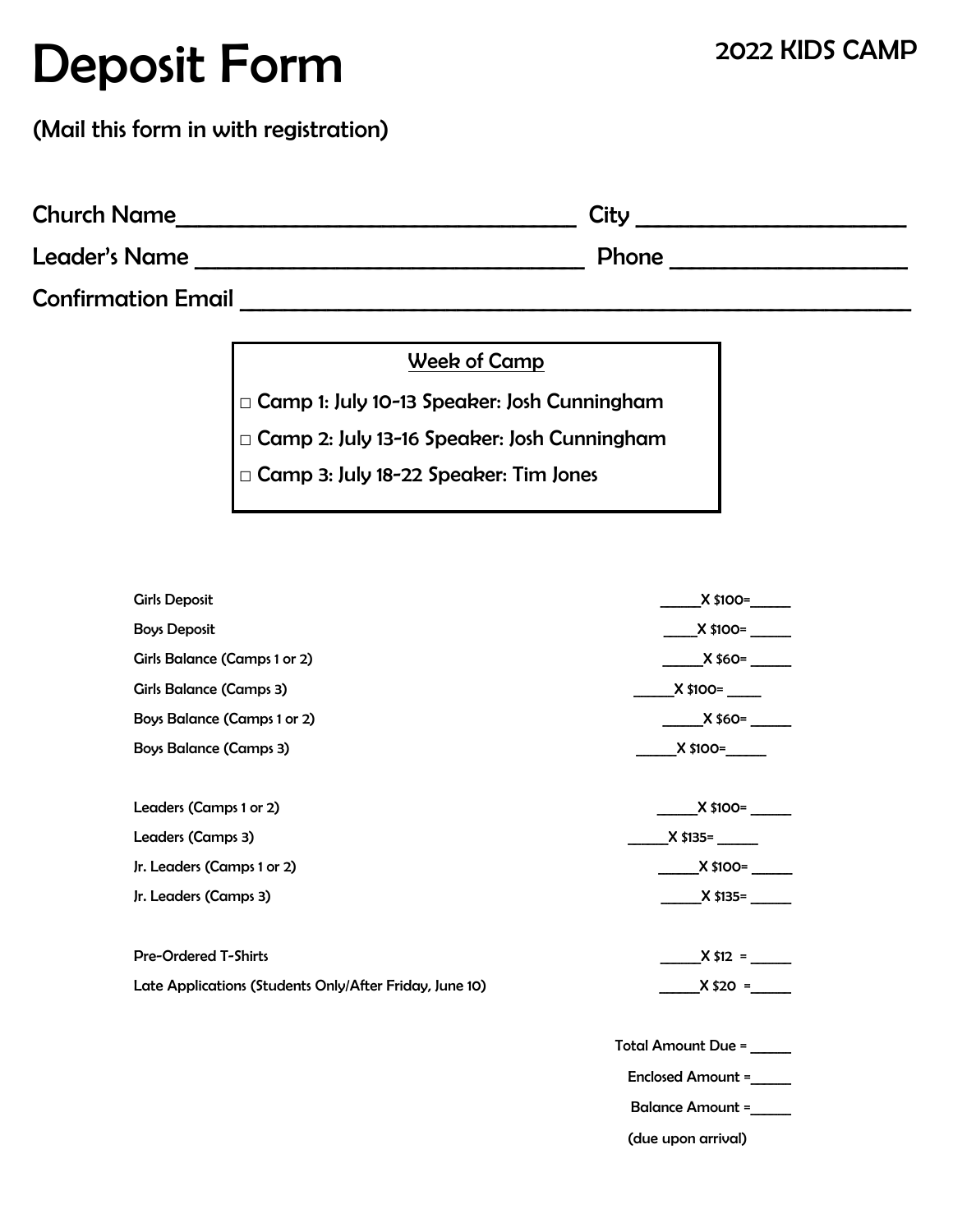# Deposit Form

2022 KIDS CAMP

(Mail this form in with registration)

Church Name_________________________________ City ______________________

Leader's Name _________________________________ Phone ____________________

Confirmation Email ___________________________________________________________

**Week of Camp**

□ Camp 1: July 10-13 Speaker: Josh Cunningham

□ Camp 2: July 13-16 Speaker: Josh Cunningham

□ Camp 3: July 18-22 Speaker: Tim Jones

| | |
|---|---|
| Girls Deposit | _____X $100=_____ |
| Boys Deposit | _____X $100= _____ |
| Girls Balance (Camps 1 or 2) | _____X $60= _____ |
| Girls Balance (Camps 3) | _____X $100= _____ |
| Boys Balance (Camps 1 or 2) | _____X $60= _____ |
| Boys Balance (Camps 3) | _____X $100=_____ |
| Leaders (Camps 1 or 2) | _____X $100= _____ |
| Leaders (Camps 3) | _____X $135= _____ |
| Jr. Leaders (Camps 1 or 2) | _____X $100= _____ |
| Jr. Leaders (Camps 3) | _____X $135= _____ |
| Pre-Ordered T-Shirts | _____X $12 = _____ |
| Late Applications (Students Only/After Friday, June 10) | _____X $20 =_____ |

Total Amount Due = _____

Enclosed Amount =_____

Balance Amount =_____

(due upon arrival)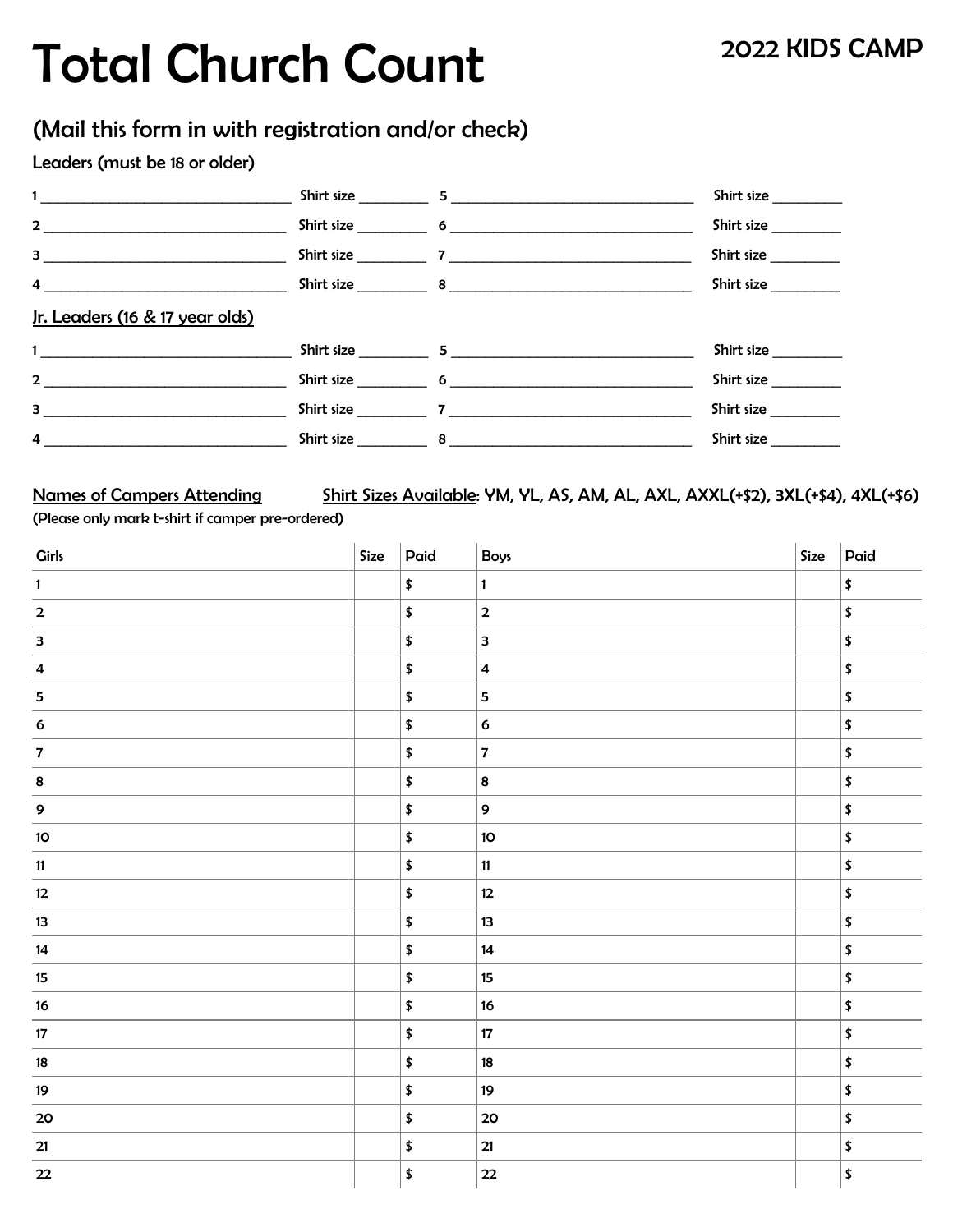# Total Church Count

2022 KIDS CAMP

## (Mail this form in with registration and/or check)

Leaders (must be 18 or older)

1 ______________________________ Shirt size ________ 5 ______________________________ Shirt size ________

2 ______________________________ Shirt size ________ 6 ______________________________ Shirt size ________

3 ______________________________ Shirt size ________ 7 ______________________________ Shirt size ________

4 ______________________________ Shirt size ________ 8 ______________________________ Shirt size ________

Jr. Leaders (16 & 17 year olds)

1 ______________________________ Shirt size ________ 5 ______________________________ Shirt size ________

2 ______________________________ Shirt size ________ 6 ______________________________ Shirt size ________

3 ______________________________ Shirt size ________ 7 ______________________________ Shirt size ________

4 ______________________________ Shirt size ________ 8 ______________________________ Shirt size ________

Names of Campers Attending     Shirt Sizes Available: YM, YL, AS, AM, AL, AXL, AXXL(+$2), 3XL(+$4), 4XL(+$6)

(Please only mark t-shirt if camper pre-ordered)

| Girls | Size | Paid | Boys | Size | Paid |
|---|---|---|---|---|---|
| 1 | | $ | 1 | | $ |
| 2 | | $ | 2 | | $ |
| 3 | | $ | 3 | | $ |
| 4 | | $ | 4 | | $ |
| 5 | | $ | 5 | | $ |
| 6 | | $ | 6 | | $ |
| 7 | | $ | 7 | | $ |
| 8 | | $ | 8 | | $ |
| 9 | | $ | 9 | | $ |
| 10 | | $ | 10 | | $ |
| 11 | | $ | 11 | | $ |
| 12 | | $ | 12 | | $ |
| 13 | | $ | 13 | | $ |
| 14 | | $ | 14 | | $ |
| 15 | | $ | 15 | | $ |
| 16 | | $ | 16 | | $ |
| 17 | | $ | 17 | | $ |
| 18 | | $ | 18 | | $ |
| 19 | | $ | 19 | | $ |
| 20 | | $ | 20 | | $ |
| 21 | | $ | 21 | | $ |
| 22 | | $ | 22 | | $ |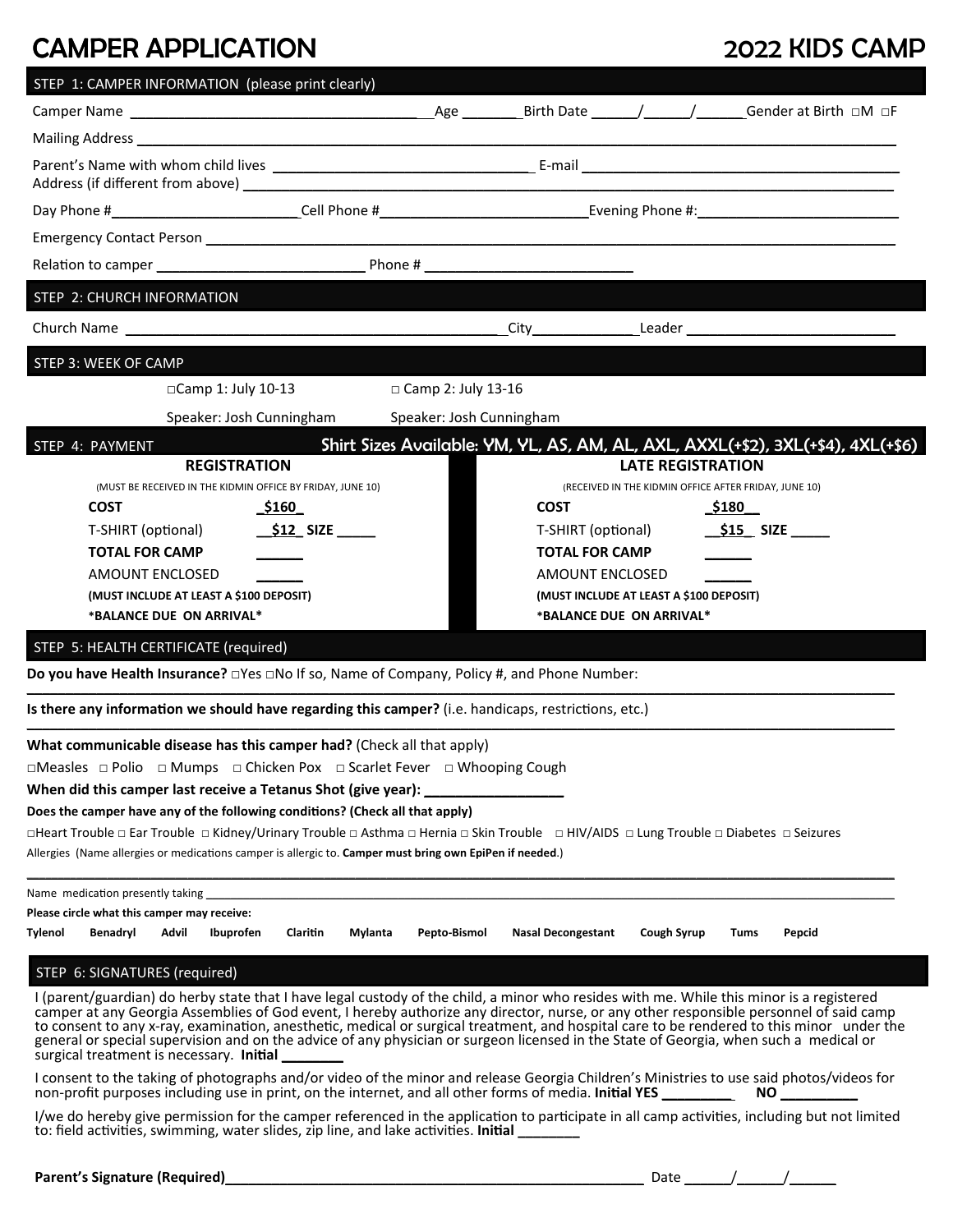# CAMPER APPLICATION

# 2022 KIDS CAMP

## STEP 1: CAMPER INFORMATION (please print clearly)

Camper Name ______________________________ Age _______ Birth Date _____/_____/_____ Gender at Birth □M □F

Mailing Address ____________________________________________________________

Parent's Name with whom child lives ______________________________ E-mail ______________________________

Address (if different from above) ____________________________________________________________

Day Phone #______________________ Cell Phone #______________________ Evening Phone #:______________________

Emergency Contact Person ____________________________________________________________

Relation to camper ______________________ Phone # ______________________

## STEP 2: CHURCH INFORMATION

Church Name ______________________________ City____________ Leader ______________________

## STEP 3: WEEK OF CAMP

□Camp 1: July 10-13 — Speaker: Josh Cunningham

□ Camp 2: July 13-16 — Speaker: Josh Cunningham

## STEP 4: PAYMENT

**Shirt Sizes Available: YM, YL, AS, AM, AL, AXL, AXXL(+$2), 3XL(+$4), 4XL(+$6)**

| REGISTRATION | | LATE REGISTRATION | |
|---|---|---|---|
| (MUST BE RECEIVED IN THE KIDMIN OFFICE BY FRIDAY, JUNE 10) | | (RECEIVED IN THE KIDMIN OFFICE AFTER FRIDAY, JUNE 10) | |
| **COST** | $160 | **COST** | $180 |
| T-SHIRT (optional) | $12 SIZE _____ | T-SHIRT (optional) | $15 SIZE _____ |
| **TOTAL FOR CAMP** | _____ | **TOTAL FOR CAMP** | _____ |
| AMOUNT ENCLOSED | _____ | AMOUNT ENCLOSED | _____ |
| **(MUST INCLUDE AT LEAST A $100 DEPOSIT)** | | **(MUST INCLUDE AT LEAST A $100 DEPOSIT)** | |
| ***BALANCE DUE ON ARRIVAL*** | | ***BALANCE DUE ON ARRIVAL*** | |

## STEP 5: HEALTH CERTIFICATE (required)

**Do you have Health Insurance?** □Yes □No If so, Name of Company, Policy #, and Phone Number:

____________________________________________________________

**Is there any information we should have regarding this camper?** (i.e. handicaps, restrictions, etc.)

____________________________________________________________

**What communicable disease has this camper had?** (Check all that apply)

□Measles □ Polio □ Mumps □ Chicken Pox □ Scarlet Fever □ Whooping Cough

**When did this camper last receive a Tetanus Shot (give year): ________________**

**Does the camper have any of the following conditions? (Check all that apply)**

□Heart Trouble □ Ear Trouble □ Kidney/Urinary Trouble □ Asthma □ Hernia □ Skin Trouble □ HIV/AIDS □ Lung Trouble □ Diabetes □ Seizures

Allergies (Name allergies or medications camper is allergic to. **Camper must bring own EpiPen if needed**.)

____________________________________________________________

Name medication presently taking ____________________________________________________________

**Please circle what this camper may receive:**

**Tylenol Benadryl Advil Ibuprofen Claritin Mylanta Pepto-Bismol Nasal Decongestant Cough Syrup Tums Pepcid**

## STEP 6: SIGNATURES (required)

I (parent/guardian) do herby state that I have legal custody of the child, a minor who resides with me. While this minor is a registered camper at any Georgia Assemblies of God event, I hereby authorize any director, nurse, or any other responsible personnel of said camp to consent to any x-ray, examination, anesthetic, medical or surgical treatment, and hospital care to be rendered to this minor under the general or special supervision and on the advice of any physician or surgeon licensed in the State of Georgia, when such a medical or surgical treatment is necessary. **Initial ________**

I consent to the taking of photographs and/or video of the minor and release Georgia Children's Ministries to use said photos/videos for non-profit purposes including use in print, on the internet, and all other forms of media. **Initial YES ________ NO ________**

I/we do hereby give permission for the camper referenced in the application to participate in all camp activities, including but not limited to: field activities, swimming, water slides, zip line, and lake activities. **Initial ________**

**Parent's Signature (Required)**______________________________ Date _____/_____/_____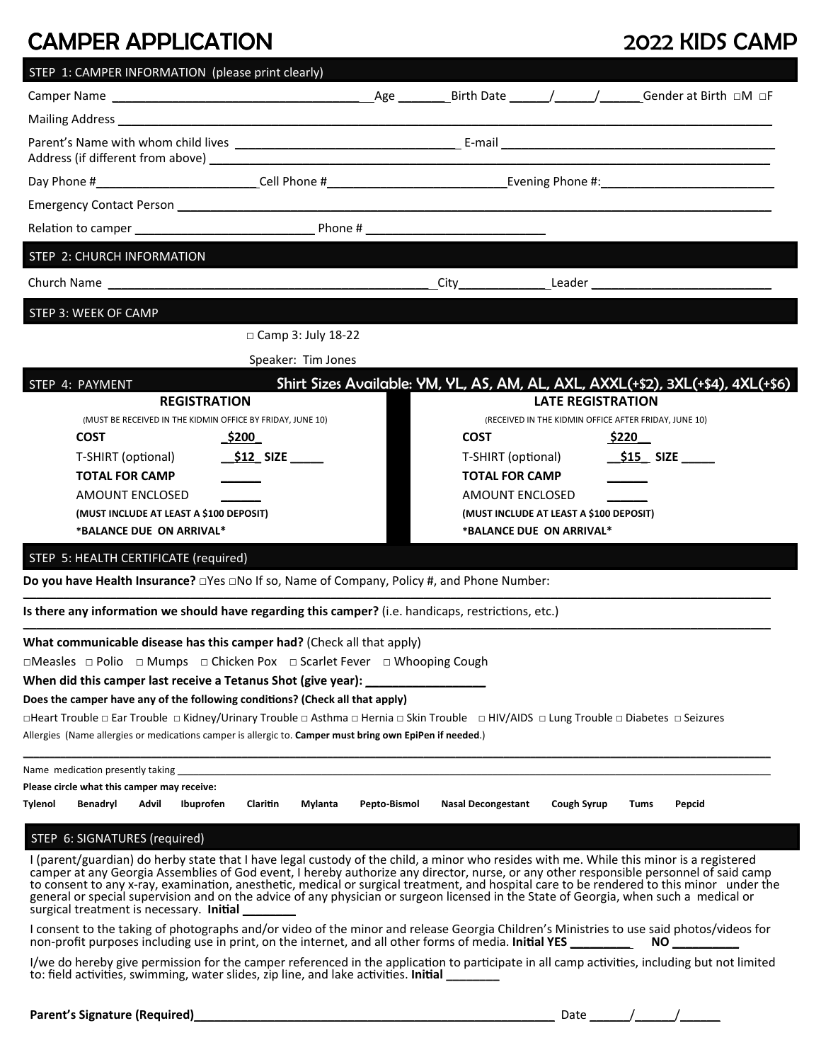# CAMPER APPLICATION

## 2022 KIDS CAMP

### STEP 1: CAMPER INFORMATION (please print clearly)

Camper Name ______________________________ Age _______ Birth Date _____/_____/_____ Gender at Birth □M □F

Mailing Address ______________________________________________________________

Parent's Name with whom child lives ______________________________ E-mail ______________________________

Address (if different from above) ______________________________________________________________

Day Phone #______________________ Cell Phone #______________________ Evening Phone #:______________________

Emergency Contact Person ______________________________________________________________

Relation to camper ______________________ Phone # ______________________

### STEP 2: CHURCH INFORMATION

Church Name ______________________________________ City____________ Leader ______________________

### STEP 3: WEEK OF CAMP

□ Camp 3: July 18-22

Speaker: Tim Jones

### STEP 4: PAYMENT

Shirt Sizes Available: YM, YL, AS, AM, AL, AXL, AXXL(+$2), 3XL(+$4), 4XL(+$6)

| REGISTRATION | | LATE REGISTRATION | |
|---|---|---|---|
| (MUST BE RECEIVED IN THE KIDMIN OFFICE BY FRIDAY, JUNE 10) | | (RECEIVED IN THE KIDMIN OFFICE AFTER FRIDAY, JUNE 10) | |
| **COST** | $200 | **COST** | $220 |
| T-SHIRT (optional) | $12 SIZE _____ | T-SHIRT (optional) | $15 SIZE _____ |
| **TOTAL FOR CAMP** | _____ | **TOTAL FOR CAMP** | _____ |
| AMOUNT ENCLOSED | _____ | AMOUNT ENCLOSED | _____ |
| **(MUST INCLUDE AT LEAST A $100 DEPOSIT)** | | **(MUST INCLUDE AT LEAST A $100 DEPOSIT)** | |
| ***BALANCE DUE ON ARRIVAL*** | | ***BALANCE DUE ON ARRIVAL*** | |

### STEP 5: HEALTH CERTIFICATE (required)

**Do you have Health Insurance?** □Yes □No If so, Name of Company, Policy #, and Phone Number:

______________________________________________________________

**Is there any information we should have regarding this camper?** (i.e. handicaps, restrictions, etc.)

______________________________________________________________

**What communicable disease has this camper had?** (Check all that apply)

□Measles □ Polio □ Mumps □ Chicken Pox □ Scarlet Fever □ Whooping Cough

**When did this camper last receive a Tetanus Shot (give year):** ________________

**Does the camper have any of the following conditions? (Check all that apply)**

□Heart Trouble □ Ear Trouble □ Kidney/Urinary Trouble □ Asthma □ Hernia □ Skin Trouble □ HIV/AIDS □ Lung Trouble □ Diabetes □ Seizures

Allergies (Name allergies or medications camper is allergic to. **Camper must bring own EpiPen if needed**.)

______________________________________________________________

Name medication presently taking ______________________________________________________________

**Please circle what this camper may receive:**

**Tylenol Benadryl Advil Ibuprofen Claritin Mylanta Pepto-Bismol Nasal Decongestant Cough Syrup Tums Pepcid**

### STEP 6: SIGNATURES (required)

I (parent/guardian) do herby state that I have legal custody of the child, a minor who resides with me. While this minor is a registered camper at any Georgia Assemblies of God event, I hereby authorize any director, nurse, or any other responsible personnel of said camp to consent to any x-ray, examination, anesthetic, medical or surgical treatment, and hospital care to be rendered to this minor under the general or special supervision and on the advice of any physician or surgeon licensed in the State of Georgia, when such a medical or surgical treatment is necessary. **Initial** ________

I consent to the taking of photographs and/or video of the minor and release Georgia Children's Ministries to use said photos/videos for non-profit purposes including use in print, on the internet, and all other forms of media. **Initial YES** ________ **NO** ________

I/we do hereby give permission for the camper referenced in the application to participate in all camp activities, including but not limited to: field activities, swimming, water slides, zip line, and lake activities. **Initial** ________

**Parent's Signature (Required)**______________________________________ Date _____/_____/_____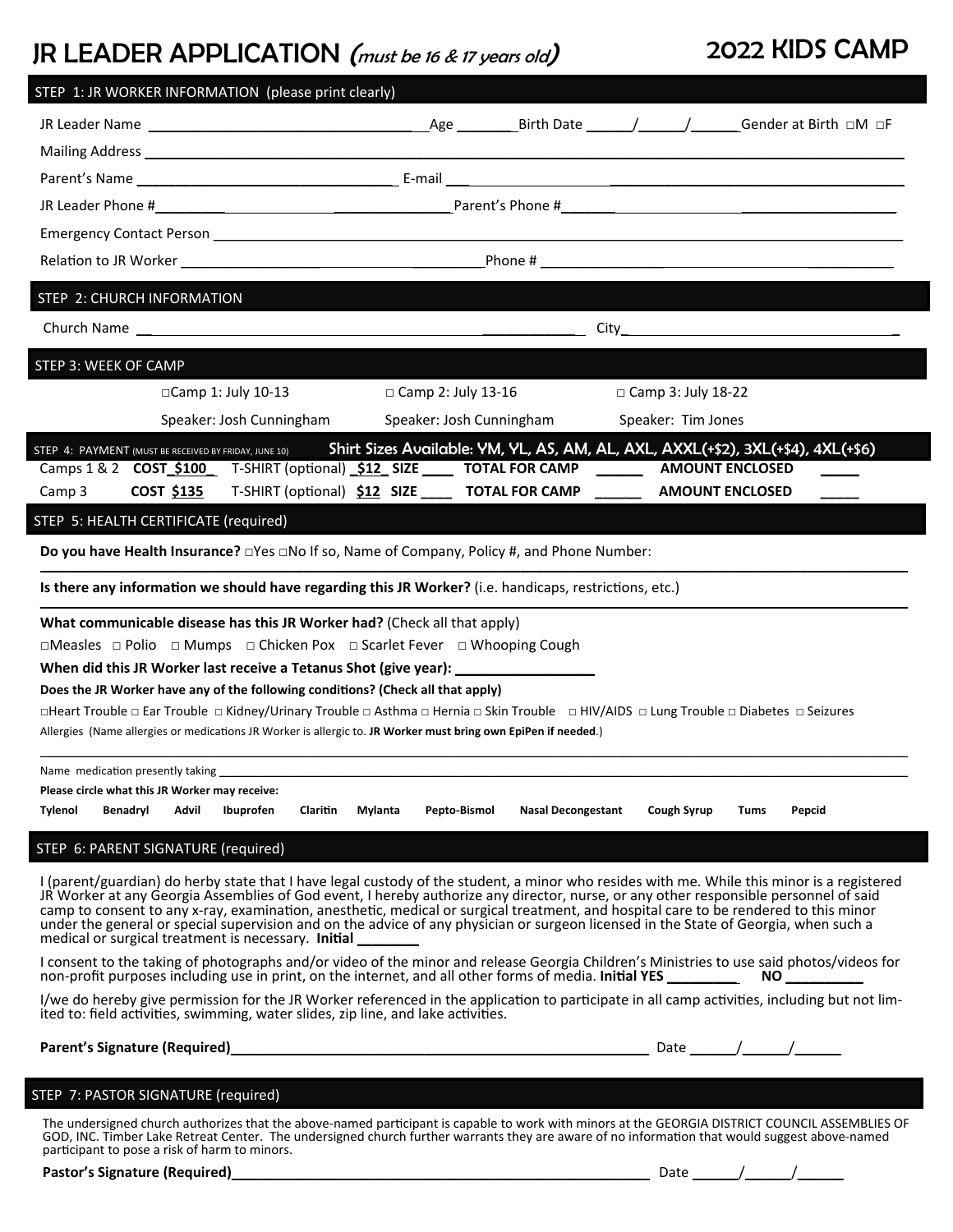# JR LEADER APPLICATION *(must be 16 & 17 years old)* 2022 KIDS CAMP

## STEP 1: JR WORKER INFORMATION (please print clearly)

JR Leader Name ______________________ Age _______ Birth Date ______/______/______ Gender at Birth □M □F

Mailing Address ______________________

Parent's Name ______________________ E-mail ______________________

JR Leader Phone # ______________________ Parent's Phone # ______________________

Emergency Contact Person ______________________

Relation to JR Worker ______________________ Phone # ______________________

## STEP 2: CHURCH INFORMATION

Church Name ______________________ City ______________________

## STEP 3: WEEK OF CAMP

| □Camp 1: July 10-13 | □ Camp 2: July 13-16 | □ Camp 3: July 18-22 |
|---|---|---|
| Speaker: Josh Cunningham | Speaker: Josh Cunningham | Speaker: Tim Jones |

## STEP 4: PAYMENT (MUST BE RECEIVED BY FRIDAY, JUNE 10)

**Shirt Sizes Available: YM, YL, AS, AM, AL, AXL, AXXL(+$2), 3XL(+$4), 4XL(+$6)**

Camps 1 & 2 **COST $100** T-SHIRT (optional) **$12** **SIZE** ____ **TOTAL FOR CAMP** ______ **AMOUNT ENCLOSED** _____

Camp 3 **COST $135** T-SHIRT (optional) **$12** **SIZE** ____ **TOTAL FOR CAMP** ______ **AMOUNT ENCLOSED** _____

## STEP 5: HEALTH CERTIFICATE (required)

**Do you have Health Insurance?** □Yes □No If so, Name of Company, Policy #, and Phone Number:

______________________

**Is there any information we should have regarding this JR Worker?** (i.e. handicaps, restrictions, etc.)

______________________

**What communicable disease has this JR Worker had?** (Check all that apply)

□Measles □ Polio □ Mumps □ Chicken Pox □ Scarlet Fever □ Whooping Cough

**When did this JR Worker last receive a Tetanus Shot (give year):** ______________

**Does the JR Worker have any of the following conditions? (Check all that apply)**

□Heart Trouble □ Ear Trouble □ Kidney/Urinary Trouble □ Asthma □ Hernia □ Skin Trouble □ HIV/AIDS □ Lung Trouble □ Diabetes □ Seizures

Allergies (Name allergies or medications JR Worker is allergic to. **JR Worker must bring own EpiPen if needed**.)

______________________

Name medication presently taking ______________________

**Please circle what this JR Worker may receive:**

**Tylenol Benadryl Advil Ibuprofen Claritin Mylanta Pepto-Bismol Nasal Decongestant Cough Syrup Tums Pepcid**

## STEP 6: PARENT SIGNATURE (required)

I (parent/guardian) do herby state that I have legal custody of the student, a minor who resides with me. While this minor is a registered JR Worker at any Georgia Assemblies of God event, I hereby authorize any director, nurse, or any other responsible personnel of said camp to consent to any x-ray, examination, anesthetic, medical or surgical treatment, and hospital care to be rendered to this minor under the general or special supervision and on the advice of any physician or surgeon licensed in the State of Georgia, when such a medical or surgical treatment is necessary. **Initial** ________

I consent to the taking of photographs and/or video of the minor and release Georgia Children's Ministries to use said photos/videos for non-profit purposes including use in print, on the internet, and all other forms of media. **Initial YES** _________ **NO** __________

I/we do hereby give permission for the JR Worker referenced in the application to participate in all camp activities, including but not limited to: field activities, swimming, water slides, zip line, and lake activities.

**Parent's Signature (Required)** ______________________ Date ______/______/______

## STEP 7: PASTOR SIGNATURE (required)

The undersigned church authorizes that the above-named participant is capable to work with minors at the GEORGIA DISTRICT COUNCIL ASSEMBLIES OF GOD, INC. Timber Lake Retreat Center. The undersigned church further warrants they are aware of no information that would suggest above-named participant to pose a risk of harm to minors.

**Pastor's Signature (Required)** ______________________ Date ______/______/______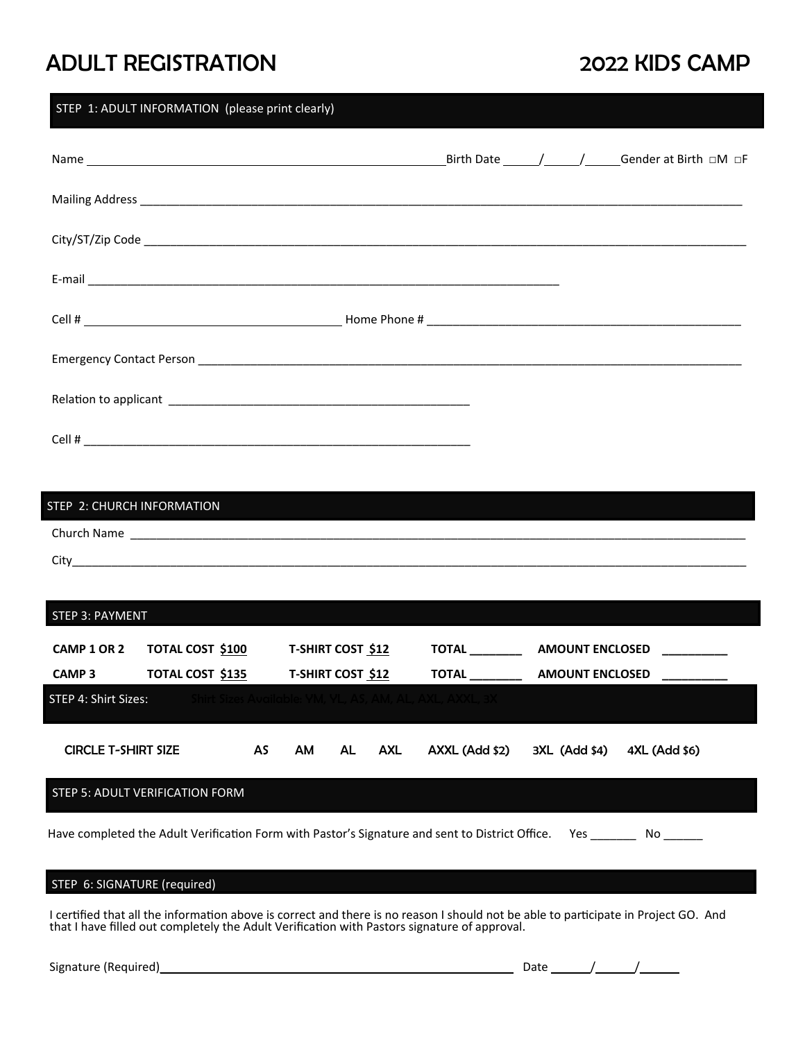# ADULT REGISTRATION

# 2022 KIDS CAMP

## STEP 1: ADULT INFORMATION (please print clearly)

Name ______________________________ Birth Date _____/_____/_____ Gender at Birth □M □F

Mailing Address ______________________________

City/ST/Zip Code ______________________________

E-mail ______________________________

Cell # ______________________________ Home Phone # ______________________________

Emergency Contact Person ______________________________

Relation to applicant ______________________________

Cell # ______________________________

## STEP 2: CHURCH INFORMATION

Church Name ______________________________

City______________________________

## STEP 3: PAYMENT

| | | | | |
|---|---|---|---|---|
| **CAMP 1 OR 2** | **TOTAL COST $100** | **T-SHIRT COST $12** | **TOTAL ________** | **AMOUNT ENCLOSED __________** |
| **CAMP 3** | **TOTAL COST $135** | **T-SHIRT COST $12** | **TOTAL ________** | **AMOUNT ENCLOSED __________** |

## STEP 4: Shirt Sizes: Shirt Sizes Available: YM, YL, AS, AM, AL, AXL, AXXL, 3X

CIRCLE T-SHIRT SIZE AS AM AL AXL AXXL (Add $2) 3XL (Add $4) 4XL (Add $6)

## STEP 5: ADULT VERIFICATION FORM

Have completed the Adult Verification Form with Pastor's Signature and sent to District Office. Yes _______ No ______

## STEP 6: SIGNATURE (required)

I certified that all the information above is correct and there is no reason I should not be able to participate in Project GO. And that I have filled out completely the Adult Verification with Pastors signature of approval.

Signature (Required)______________________________ Date ______/______/______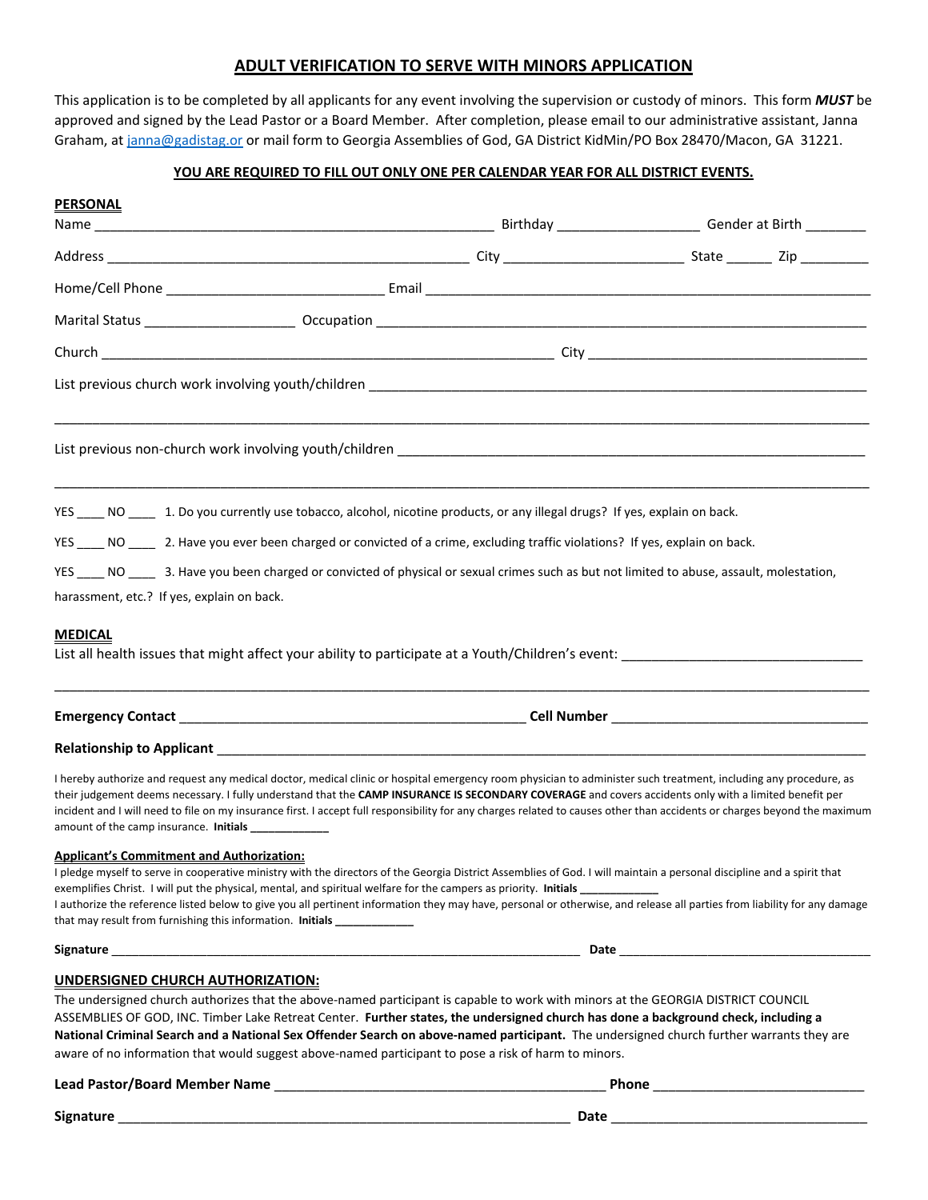# ADULT VERIFICATION TO SERVE WITH MINORS APPLICATION

This application is to be completed by all applicants for any event involving the supervision or custody of minors. This form ***MUST*** be approved and signed by the Lead Pastor or a Board Member. After completion, please email to our administrative assistant, Janna Graham, at janna@gadistag.or or mail form to Georgia Assemblies of God, GA District KidMin/PO Box 28470/Macon, GA 31221.

**YOU ARE REQUIRED TO FILL OUT ONLY ONE PER CALENDAR YEAR FOR ALL DISTRICT EVENTS.**

## PERSONAL

Name ____________________________________________________ Birthday __________________ Gender at Birth ________

Address ______________________________________________ City _______________________ State ______ Zip _________

Home/Cell Phone ___________________________ Email ______________________________________________________

Marital Status ___________________ Occupation _________________________________________________________

Church ______________________________________________________ City __________________________________

List previous church work involving youth/children ________________________________________________________

______________________________________________________________________________________________

List previous non-church work involving youth/children ____________________________________________________

______________________________________________________________________________________________

YES ____ NO ____ 1. Do you currently use tobacco, alcohol, nicotine products, or any illegal drugs? If yes, explain on back.

YES ____ NO ____ 2. Have you ever been charged or convicted of a crime, excluding traffic violations? If yes, explain on back.

YES ____ NO ____ 3. Have you been charged or convicted of physical or sexual crimes such as but not limited to abuse, assault, molestation, harassment, etc.? If yes, explain on back.

## MEDICAL

List all health issues that might affect your ability to participate at a Youth/Children's event: _______________________________

______________________________________________________________________________________________

**Emergency Contact** ____________________________________________ **Cell Number** ________________________________

**Relationship to Applicant** ________________________________________________________________________________

I hereby authorize and request any medical doctor, medical clinic or hospital emergency room physician to administer such treatment, including any procedure, as their judgement deems necessary. I fully understand that the **CAMP INSURANCE IS SECONDARY COVERAGE** and covers accidents only with a limited benefit per incident and I will need to file on my insurance first. I accept full responsibility for any charges related to causes other than accidents or charges beyond the maximum amount of the camp insurance. **Initials** ____________

**Applicant's Commitment and Authorization:**

I pledge myself to serve in cooperative ministry with the directors of the Georgia District Assemblies of God. I will maintain a personal discipline and a spirit that exemplifies Christ. I will put the physical, mental, and spiritual welfare for the campers as priority. **Initials** ____________

I authorize the reference listed below to give you all pertinent information they may have, personal or otherwise, and release all parties from liability for any damage that may result from furnishing this information. **Initials** ____________

**Signature** ____________________________________________________________________ **Date** ___________________________________

## UNDERSIGNED CHURCH AUTHORIZATION:

The undersigned church authorizes that the above-named participant is capable to work with minors at the GEORGIA DISTRICT COUNCIL ASSEMBLIES OF GOD, INC. Timber Lake Retreat Center. **Further states, the undersigned church has done a background check, including a National Criminal Search and a National Sex Offender Search on above-named participant.** The undersigned church further warrants they are aware of no information that would suggest above-named participant to pose a risk of harm to minors.

**Lead Pastor/Board Member Name** ___________________________________________ **Phone** ___________________________

**Signature** _____________________________________________________________ **Date** _________________________________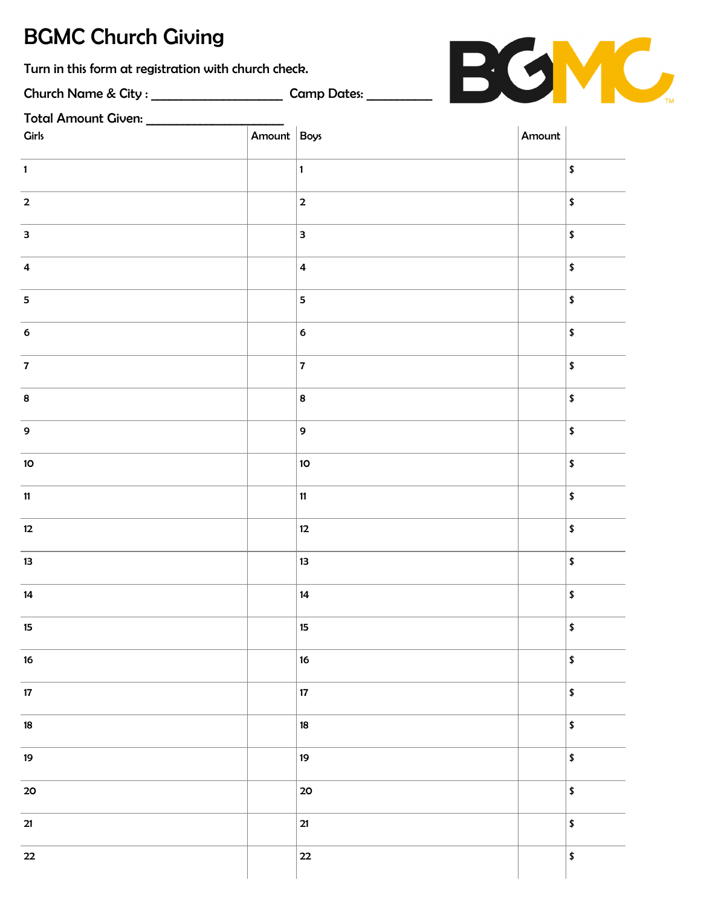# BGMC Church Giving

Turn in this form at registration with church check.

Church Name & City : ____________________ Camp Dates: __________

Total Amount Given: _____________________

| Girls | Amount | Boys | Amount | |
|---|---|---|---|---|
| 1 | | 1 | | $ |
| 2 | | 2 | | $ |
| 3 | | 3 | | $ |
| 4 | | 4 | | $ |
| 5 | | 5 | | $ |
| 6 | | 6 | | $ |
| 7 | | 7 | | $ |
| 8 | | 8 | | $ |
| 9 | | 9 | | $ |
| 10 | | 10 | | $ |
| 11 | | 11 | | $ |
| 12 | | 12 | | $ |
| 13 | | 13 | | $ |
| 14 | | 14 | | $ |
| 15 | | 15 | | $ |
| 16 | | 16 | | $ |
| 17 | | 17 | | $ |
| 18 | | 18 | | $ |
| 19 | | 19 | | $ |
| 20 | | 20 | | $ |
| 21 | | 21 | | $ |
| 22 | | 22 | | $ |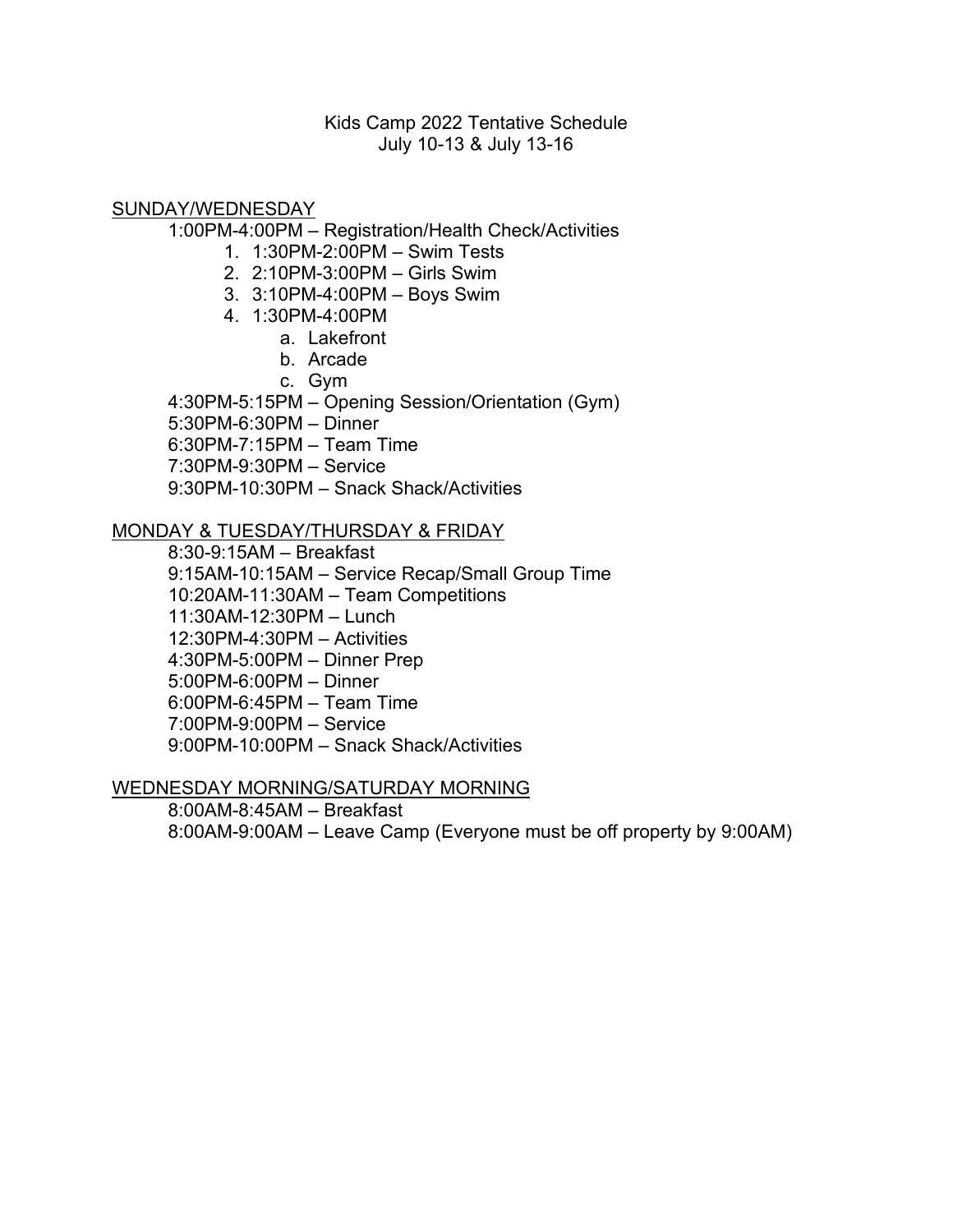Kids Camp 2022 Tentative Schedule
July 10-13 & July 13-16

<u>SUNDAY/WEDNESDAY</u>

1:00PM-4:00PM – Registration/Health Check/Activities

1. 1:30PM-2:00PM – Swim Tests
2. 2:10PM-3:00PM – Girls Swim
3. 3:10PM-4:00PM – Boys Swim
4. 1:30PM-4:00PM
    a. Lakefront
    b. Arcade
    c. Gym

4:30PM-5:15PM – Opening Session/Orientation (Gym)
5:30PM-6:30PM – Dinner
6:30PM-7:15PM – Team Time
7:30PM-9:30PM – Service
9:30PM-10:30PM – Snack Shack/Activities

<u>MONDAY & TUESDAY/THURSDAY & FRIDAY</u>

8:30-9:15AM – Breakfast
9:15AM-10:15AM – Service Recap/Small Group Time
10:20AM-11:30AM – Team Competitions
11:30AM-12:30PM – Lunch
12:30PM-4:30PM – Activities
4:30PM-5:00PM – Dinner Prep
5:00PM-6:00PM – Dinner
6:00PM-6:45PM – Team Time
7:00PM-9:00PM – Service
9:00PM-10:00PM – Snack Shack/Activities

<u>WEDNESDAY MORNING/SATURDAY MORNING</u>

8:00AM-8:45AM – Breakfast
8:00AM-9:00AM – Leave Camp (Everyone must be off property by 9:00AM)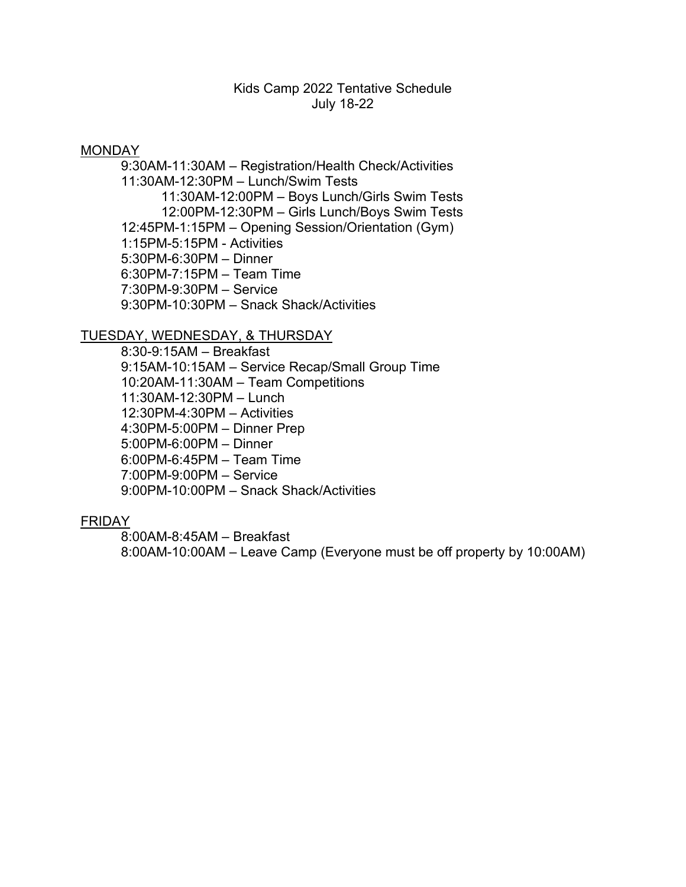# Kids Camp 2022 Tentative Schedule
July 18-22

## MONDAY

- 9:30AM-11:30AM – Registration/Health Check/Activities
- 11:30AM-12:30PM – Lunch/Swim Tests
    - 11:30AM-12:00PM – Boys Lunch/Girls Swim Tests
    - 12:00PM-12:30PM – Girls Lunch/Boys Swim Tests
- 12:45PM-1:15PM – Opening Session/Orientation (Gym)
- 1:15PM-5:15PM - Activities
- 5:30PM-6:30PM – Dinner
- 6:30PM-7:15PM – Team Time
- 7:30PM-9:30PM – Service
- 9:30PM-10:30PM – Snack Shack/Activities

## TUESDAY, WEDNESDAY, & THURSDAY

- 8:30-9:15AM – Breakfast
- 9:15AM-10:15AM – Service Recap/Small Group Time
- 10:20AM-11:30AM – Team Competitions
- 11:30AM-12:30PM – Lunch
- 12:30PM-4:30PM – Activities
- 4:30PM-5:00PM – Dinner Prep
- 5:00PM-6:00PM – Dinner
- 6:00PM-6:45PM – Team Time
- 7:00PM-9:00PM – Service
- 9:00PM-10:00PM – Snack Shack/Activities

## FRIDAY

- 8:00AM-8:45AM – Breakfast
- 8:00AM-10:00AM – Leave Camp (Everyone must be off property by 10:00AM)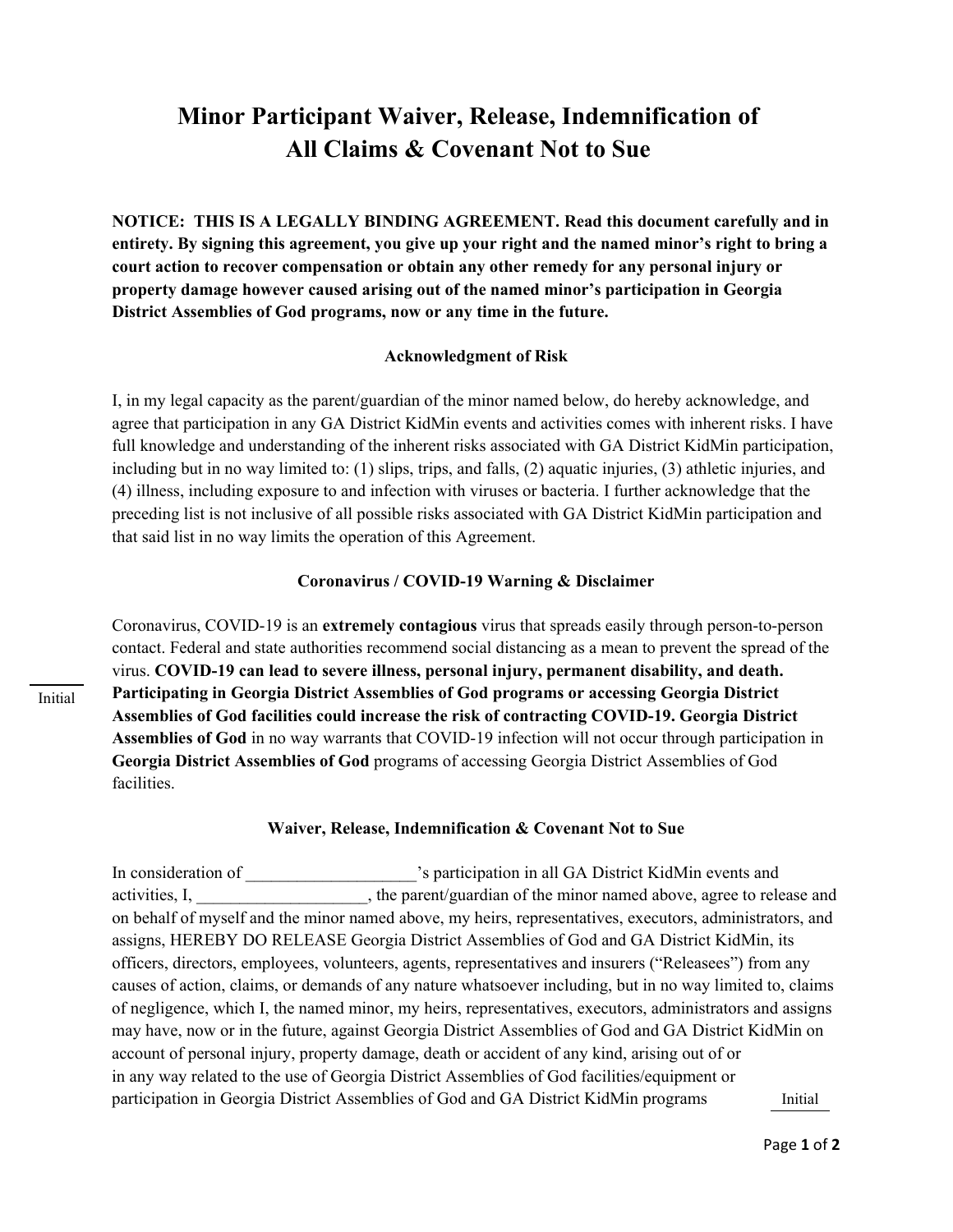# Minor Participant Waiver, Release, Indemnification of All Claims & Covenant Not to Sue

**NOTICE: THIS IS A LEGALLY BINDING AGREEMENT. Read this document carefully and in entirety. By signing this agreement, you give up your right and the named minor's right to bring a court action to recover compensation or obtain any other remedy for any personal injury or property damage however caused arising out of the named minor's participation in Georgia District Assemblies of God programs, now or any time in the future.**

### Acknowledgment of Risk

I, in my legal capacity as the parent/guardian of the minor named below, do hereby acknowledge, and agree that participation in any GA District KidMin events and activities comes with inherent risks. I have full knowledge and understanding of the inherent risks associated with GA District KidMin participation, including but in no way limited to: (1) slips, trips, and falls, (2) aquatic injuries, (3) athletic injuries, and (4) illness, including exposure to and infection with viruses or bacteria. I further acknowledge that the preceding list is not inclusive of all possible risks associated with GA District KidMin participation and that said list in no way limits the operation of this Agreement.

### Coronavirus / COVID-19 Warning & Disclaimer

______ Initial

Coronavirus, COVID-19 is an **extremely contagious** virus that spreads easily through person-to-person contact. Federal and state authorities recommend social distancing as a mean to prevent the spread of the virus. **COVID-19 can lead to severe illness, personal injury, permanent disability, and death. Participating in Georgia District Assemblies of God programs or accessing Georgia District Assemblies of God facilities could increase the risk of contracting COVID-19. Georgia District Assemblies of God** in no way warrants that COVID-19 infection will not occur through participation in **Georgia District Assemblies of God** programs of accessing Georgia District Assemblies of God facilities.

### Waiver, Release, Indemnification & Covenant Not to Sue

In consideration of ____________________'s participation in all GA District KidMin events and activities, I, ____________________, the parent/guardian of the minor named above, agree to release and on behalf of myself and the minor named above, my heirs, representatives, executors, administrators, and assigns, HEREBY DO RELEASE Georgia District Assemblies of God and GA District KidMin, its officers, directors, employees, volunteers, agents, representatives and insurers ("Releasees") from any causes of action, claims, or demands of any nature whatsoever including, but in no way limited to, claims of negligence, which I, the named minor, my heirs, representatives, executors, administrators and assigns may have, now or in the future, against Georgia District Assemblies of God and GA District KidMin on account of personal injury, property damage, death or accident of any kind, arising out of or in any way related to the use of Georgia District Assemblies of God facilities/equipment or participation in Georgia District Assemblies of God and GA District KidMin programs

______ Initial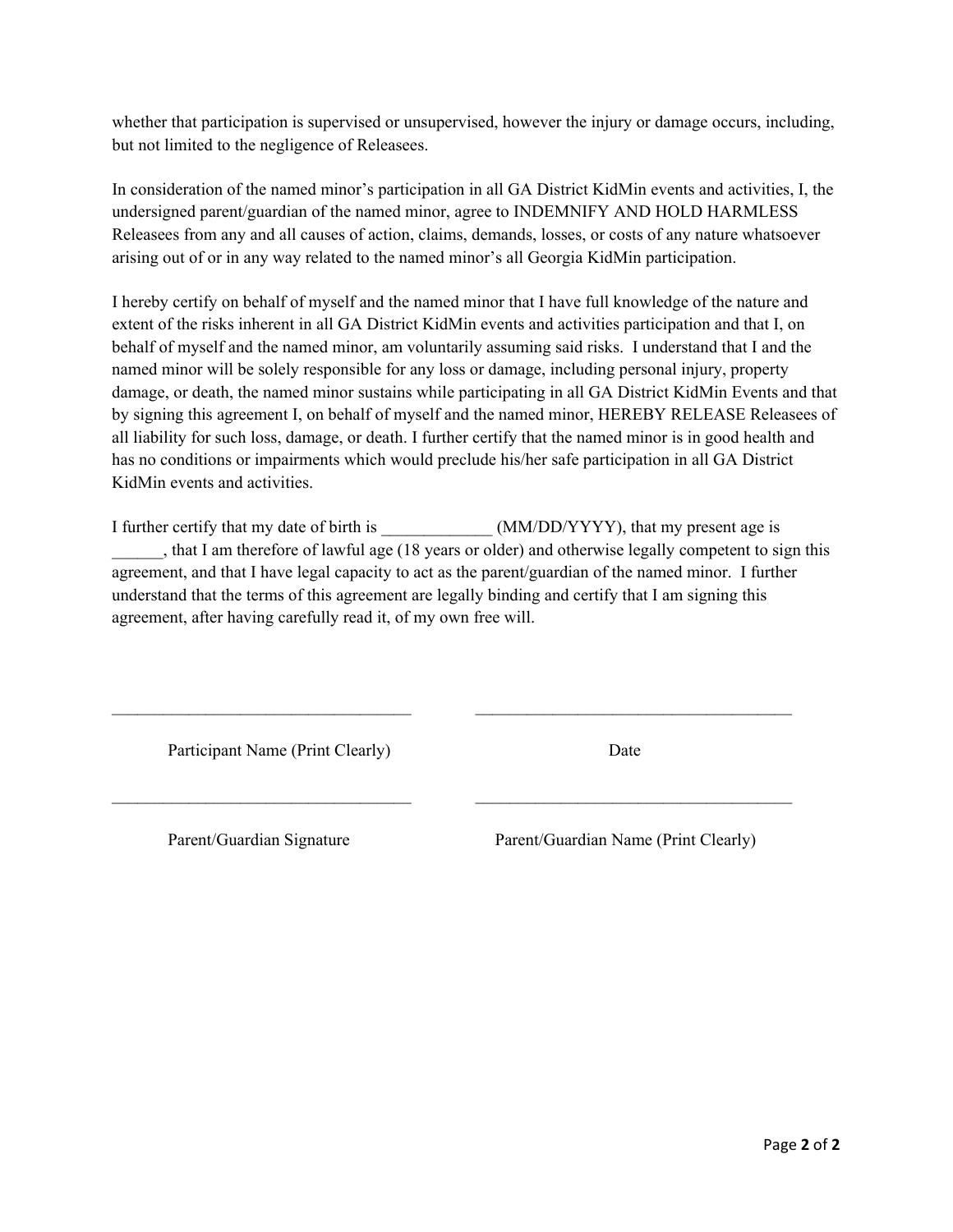whether that participation is supervised or unsupervised, however the injury or damage occurs, including, but not limited to the negligence of Releasees.

In consideration of the named minor's participation in all GA District KidMin events and activities, I, the undersigned parent/guardian of the named minor, agree to INDEMNIFY AND HOLD HARMLESS Releasees from any and all causes of action, claims, demands, losses, or costs of any nature whatsoever arising out of or in any way related to the named minor's all Georgia KidMin participation.

I hereby certify on behalf of myself and the named minor that I have full knowledge of the nature and extent of the risks inherent in all GA District KidMin events and activities participation and that I, on behalf of myself and the named minor, am voluntarily assuming said risks. I understand that I and the named minor will be solely responsible for any loss or damage, including personal injury, property damage, or death, the named minor sustains while participating in all GA District KidMin Events and that by signing this agreement I, on behalf of myself and the named minor, HEREBY RELEASE Releasees of all liability for such loss, damage, or death. I further certify that the named minor is in good health and has no conditions or impairments which would preclude his/her safe participation in all GA District KidMin events and activities.

I further certify that my date of birth is _____________ (MM/DD/YYYY), that my present age is ______, that I am therefore of lawful age (18 years or older) and otherwise legally competent to sign this agreement, and that I have legal capacity to act as the parent/guardian of the named minor. I further understand that the terms of this agreement are legally binding and certify that I am signing this agreement, after having carefully read it, of my own free will.

___________________________________ ___________________________________

Participant Name (Print Clearly) Date

___________________________________ ___________________________________

Parent/Guardian Signature Parent/Guardian Name (Print Clearly)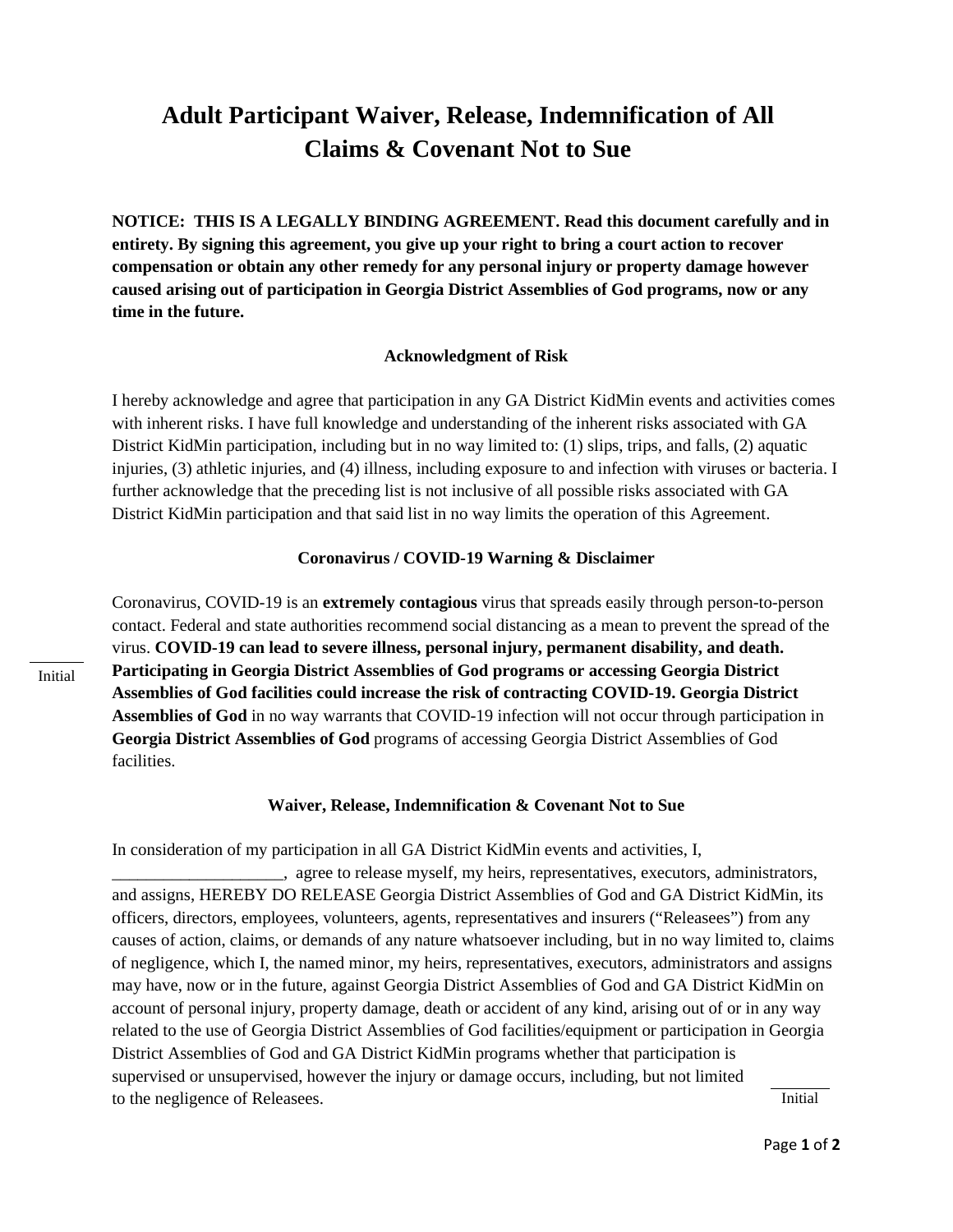# Adult Participant Waiver, Release, Indemnification of All Claims & Covenant Not to Sue

**NOTICE: THIS IS A LEGALLY BINDING AGREEMENT. Read this document carefully and in entirety. By signing this agreement, you give up your right to bring a court action to recover compensation or obtain any other remedy for any personal injury or property damage however caused arising out of participation in Georgia District Assemblies of God programs, now or any time in the future.**

### Acknowledgment of Risk

I hereby acknowledge and agree that participation in any GA District KidMin events and activities comes with inherent risks. I have full knowledge and understanding of the inherent risks associated with GA District KidMin participation, including but in no way limited to: (1) slips, trips, and falls, (2) aquatic injuries, (3) athletic injuries, and (4) illness, including exposure to and infection with viruses or bacteria. I further acknowledge that the preceding list is not inclusive of all possible risks associated with GA District KidMin participation and that said list in no way limits the operation of this Agreement.

### Coronavirus / COVID-19 Warning & Disclaimer

Coronavirus, COVID-19 is an **extremely contagious** virus that spreads easily through person-to-person contact. Federal and state authorities recommend social distancing as a mean to prevent the spread of the virus. **COVID-19 can lead to severe illness, personal injury, permanent disability, and death. Participating in Georgia District Assemblies of God programs or accessing Georgia District Assemblies of God facilities could increase the risk of contracting COVID-19. Georgia District Assemblies of God** in no way warrants that COVID-19 infection will not occur through participation in **Georgia District Assemblies of God** programs of accessing Georgia District Assemblies of God facilities.

_______ Initial

### Waiver, Release, Indemnification & Covenant Not to Sue

In consideration of my participation in all GA District KidMin events and activities, I, ____________________, agree to release myself, my heirs, representatives, executors, administrators, and assigns, HEREBY DO RELEASE Georgia District Assemblies of God and GA District KidMin, its officers, directors, employees, volunteers, agents, representatives and insurers ("Releasees") from any causes of action, claims, or demands of any nature whatsoever including, but in no way limited to, claims of negligence, which I, the named minor, my heirs, representatives, executors, administrators and assigns may have, now or in the future, against Georgia District Assemblies of God and GA District KidMin on account of personal injury, property damage, death or accident of any kind, arising out of or in any way related to the use of Georgia District Assemblies of God facilities/equipment or participation in Georgia District Assemblies of God and GA District KidMin programs whether that participation is supervised or unsupervised, however the injury or damage occurs, including, but not limited to the negligence of Releasees.

_______ Initial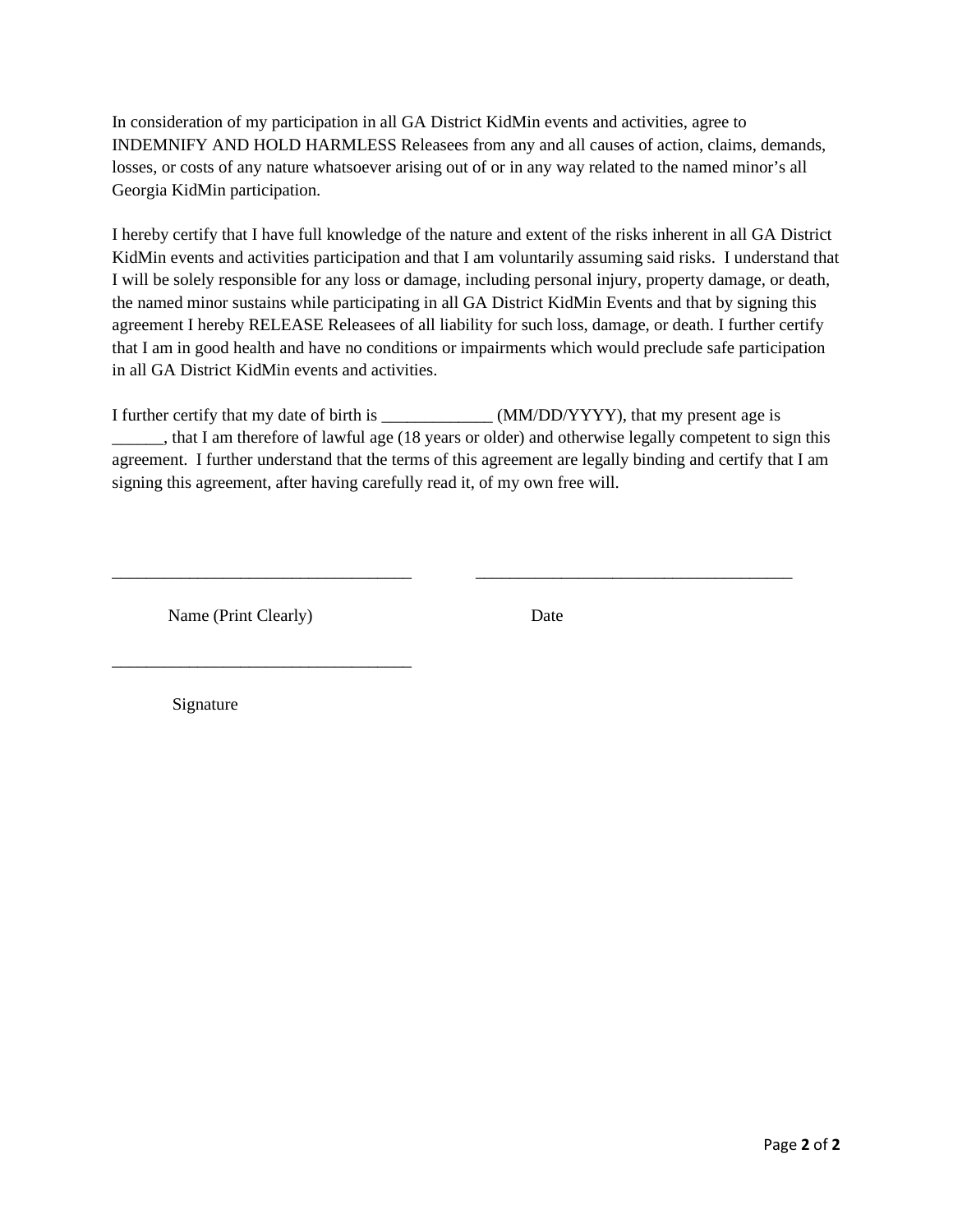In consideration of my participation in all GA District KidMin events and activities, agree to INDEMNIFY AND HOLD HARMLESS Releasees from any and all causes of action, claims, demands, losses, or costs of any nature whatsoever arising out of or in any way related to the named minor's all Georgia KidMin participation.

I hereby certify that I have full knowledge of the nature and extent of the risks inherent in all GA District KidMin events and activities participation and that I am voluntarily assuming said risks. I understand that I will be solely responsible for any loss or damage, including personal injury, property damage, or death, the named minor sustains while participating in all GA District KidMin Events and that by signing this agreement I hereby RELEASE Releasees of all liability for such loss, damage, or death. I further certify that I am in good health and have no conditions or impairments which would preclude safe participation in all GA District KidMin events and activities.

I further certify that my date of birth is _____________ (MM/DD/YYYY), that my present age is ______, that I am therefore of lawful age (18 years or older) and otherwise legally competent to sign this agreement. I further understand that the terms of this agreement are legally binding and certify that I am signing this agreement, after having carefully read it, of my own free will.

___________________________________ ___________________________________

Name (Print Clearly) Date

___________________________________

Signature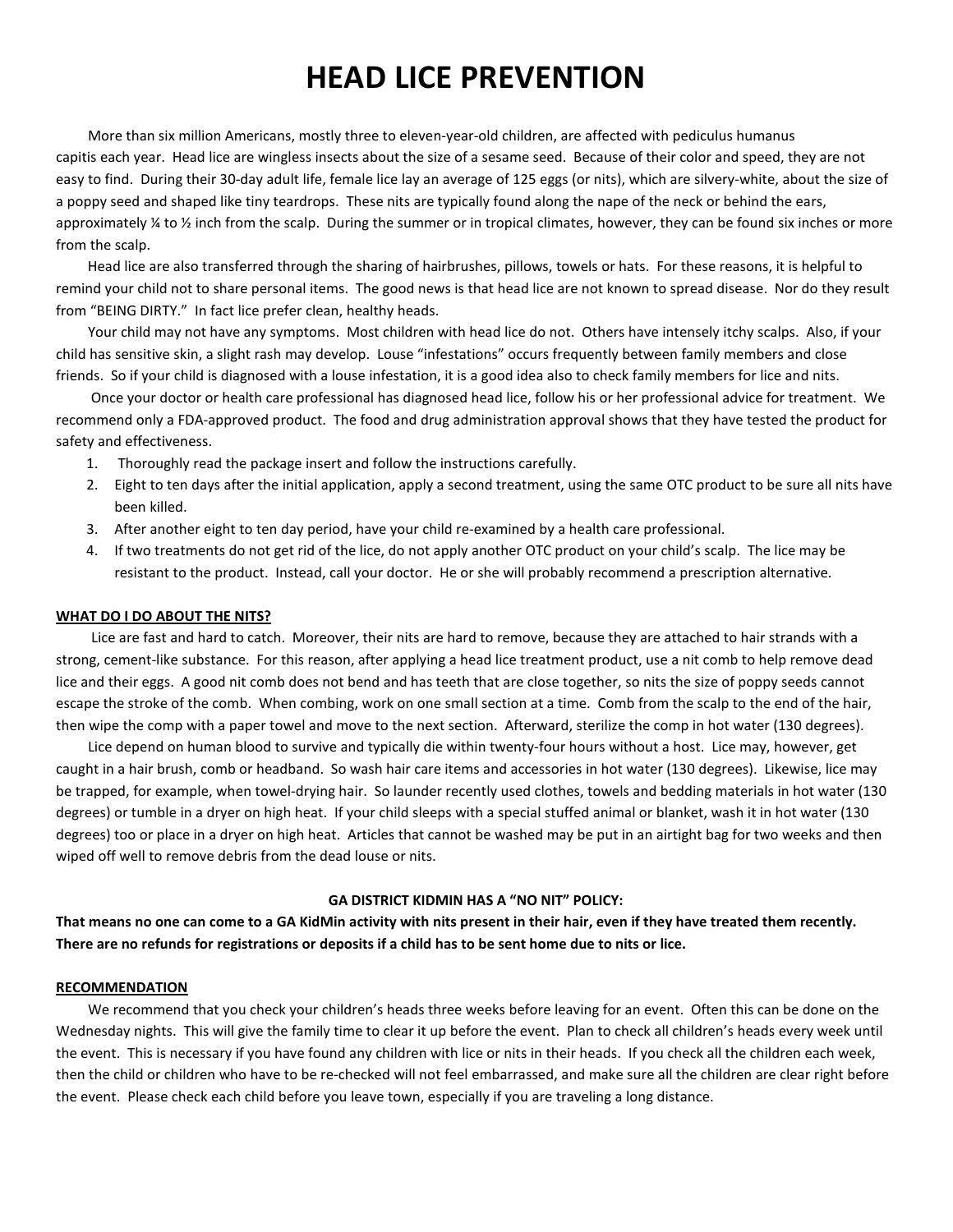# HEAD LICE PREVENTION

More than six million Americans, mostly three to eleven-year-old children, are affected with pediculus humanus capitis each year. Head lice are wingless insects about the size of a sesame seed. Because of their color and speed, they are not easy to find. During their 30-day adult life, female lice lay an average of 125 eggs (or nits), which are silvery-white, about the size of a poppy seed and shaped like tiny teardrops. These nits are typically found along the nape of the neck or behind the ears, approximately ¼ to ½ inch from the scalp. During the summer or in tropical climates, however, they can be found six inches or more from the scalp.

Head lice are also transferred through the sharing of hairbrushes, pillows, towels or hats. For these reasons, it is helpful to remind your child not to share personal items. The good news is that head lice are not known to spread disease. Nor do they result from "BEING DIRTY." In fact lice prefer clean, healthy heads.

Your child may not have any symptoms. Most children with head lice do not. Others have intensely itchy scalps. Also, if your child has sensitive skin, a slight rash may develop. Louse "infestations" occurs frequently between family members and close friends. So if your child is diagnosed with a louse infestation, it is a good idea also to check family members for lice and nits.

Once your doctor or health care professional has diagnosed head lice, follow his or her professional advice for treatment. We recommend only a FDA-approved product. The food and drug administration approval shows that they have tested the product for safety and effectiveness.

1. Thoroughly read the package insert and follow the instructions carefully.
2. Eight to ten days after the initial application, apply a second treatment, using the same OTC product to be sure all nits have been killed.
3. After another eight to ten day period, have your child re-examined by a health care professional.
4. If two treatments do not get rid of the lice, do not apply another OTC product on your child's scalp. The lice may be resistant to the product. Instead, call your doctor. He or she will probably recommend a prescription alternative.

**WHAT DO I DO ABOUT THE NITS?**

Lice are fast and hard to catch. Moreover, their nits are hard to remove, because they are attached to hair strands with a strong, cement-like substance. For this reason, after applying a head lice treatment product, use a nit comb to help remove dead lice and their eggs. A good nit comb does not bend and has teeth that are close together, so nits the size of poppy seeds cannot escape the stroke of the comb. When combing, work on one small section at a time. Comb from the scalp to the end of the hair, then wipe the comp with a paper towel and move to the next section. Afterward, sterilize the comp in hot water (130 degrees).

Lice depend on human blood to survive and typically die within twenty-four hours without a host. Lice may, however, get caught in a hair brush, comb or headband. So wash hair care items and accessories in hot water (130 degrees). Likewise, lice may be trapped, for example, when towel-drying hair. So launder recently used clothes, towels and bedding materials in hot water (130 degrees) or tumble in a dryer on high heat. If your child sleeps with a special stuffed animal or blanket, wash it in hot water (130 degrees) too or place in a dryer on high heat. Articles that cannot be washed may be put in an airtight bag for two weeks and then wiped off well to remove debris from the dead louse or nits.

**GA DISTRICT KIDMIN HAS A "NO NIT" POLICY:**

**That means no one can come to a GA KidMin activity with nits present in their hair, even if they have treated them recently. There are no refunds for registrations or deposits if a child has to be sent home due to nits or lice.**

**RECOMMENDATION**

We recommend that you check your children's heads three weeks before leaving for an event. Often this can be done on the Wednesday nights. This will give the family time to clear it up before the event. Plan to check all children's heads every week until the event. This is necessary if you have found any children with lice or nits in their heads. If you check all the children each week, then the child or children who have to be re-checked will not feel embarrassed, and make sure all the children are clear right before the event. Please check each child before you leave town, especially if you are traveling a long distance.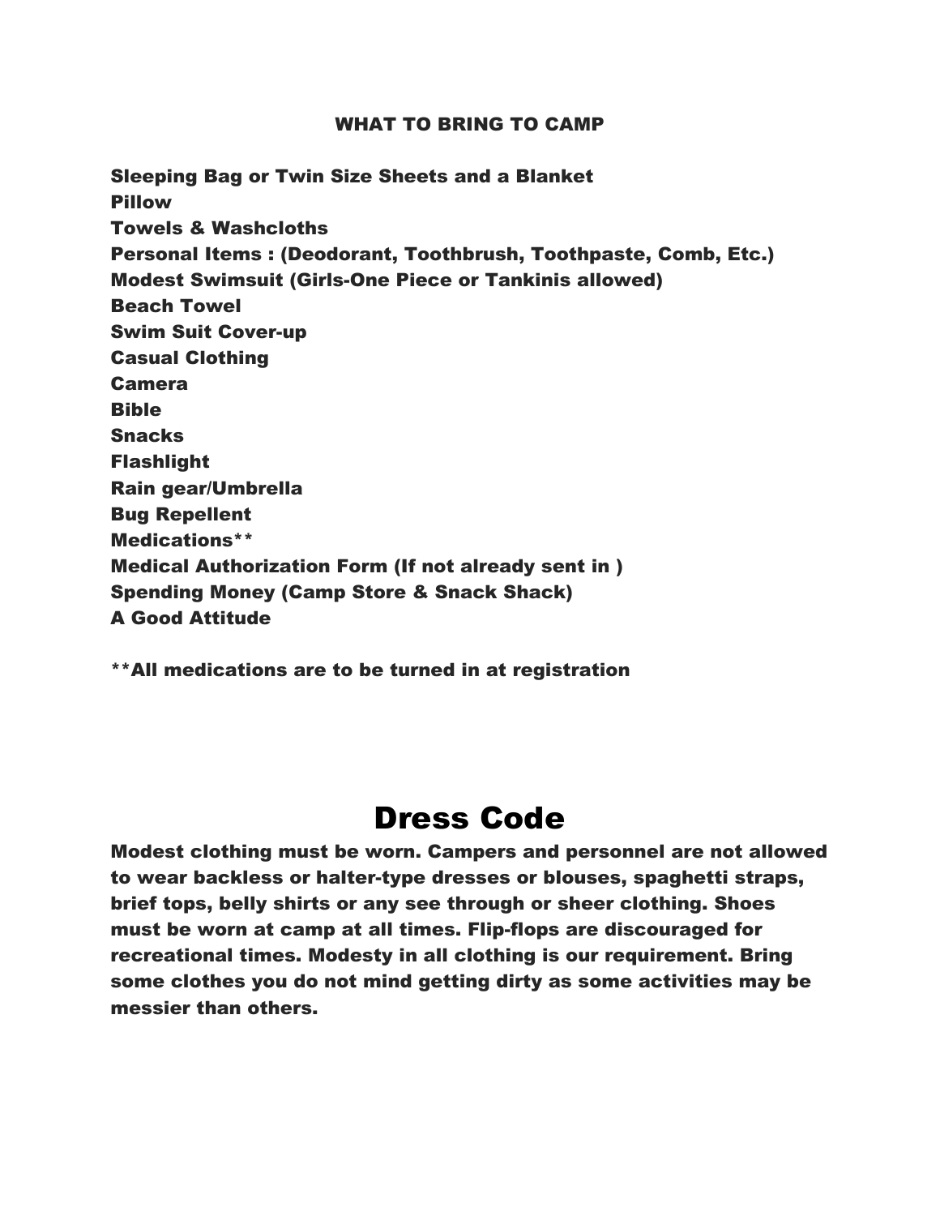## WHAT TO BRING TO CAMP

**Sleeping Bag or Twin Size Sheets and a Blanket**
**Pillow**
**Towels & Washcloths**
**Personal Items : (Deodorant, Toothbrush, Toothpaste, Comb, Etc.)**
**Modest Swimsuit (Girls-One Piece or Tankinis allowed)**
**Beach Towel**
**Swim Suit Cover-up**
**Casual Clothing**
**Camera**
**Bible**
**Snacks**
**Flashlight**
**Rain gear/Umbrella**
**Bug Repellent**
**Medications****
**Medical Authorization Form (If not already sent in )**
**Spending Money (Camp Store & Snack Shack)**
**A Good Attitude**

****All medications are to be turned in at registration**

# Dress Code

**Modest clothing must be worn. Campers and personnel are not allowed to wear backless or halter-type dresses or blouses, spaghetti straps, brief tops, belly shirts or any see through or sheer clothing. Shoes must be worn at camp at all times. Flip-flops are discouraged for recreational times. Modesty in all clothing is our requirement. Bring some clothes you do not mind getting dirty as some activities may be messier than others.**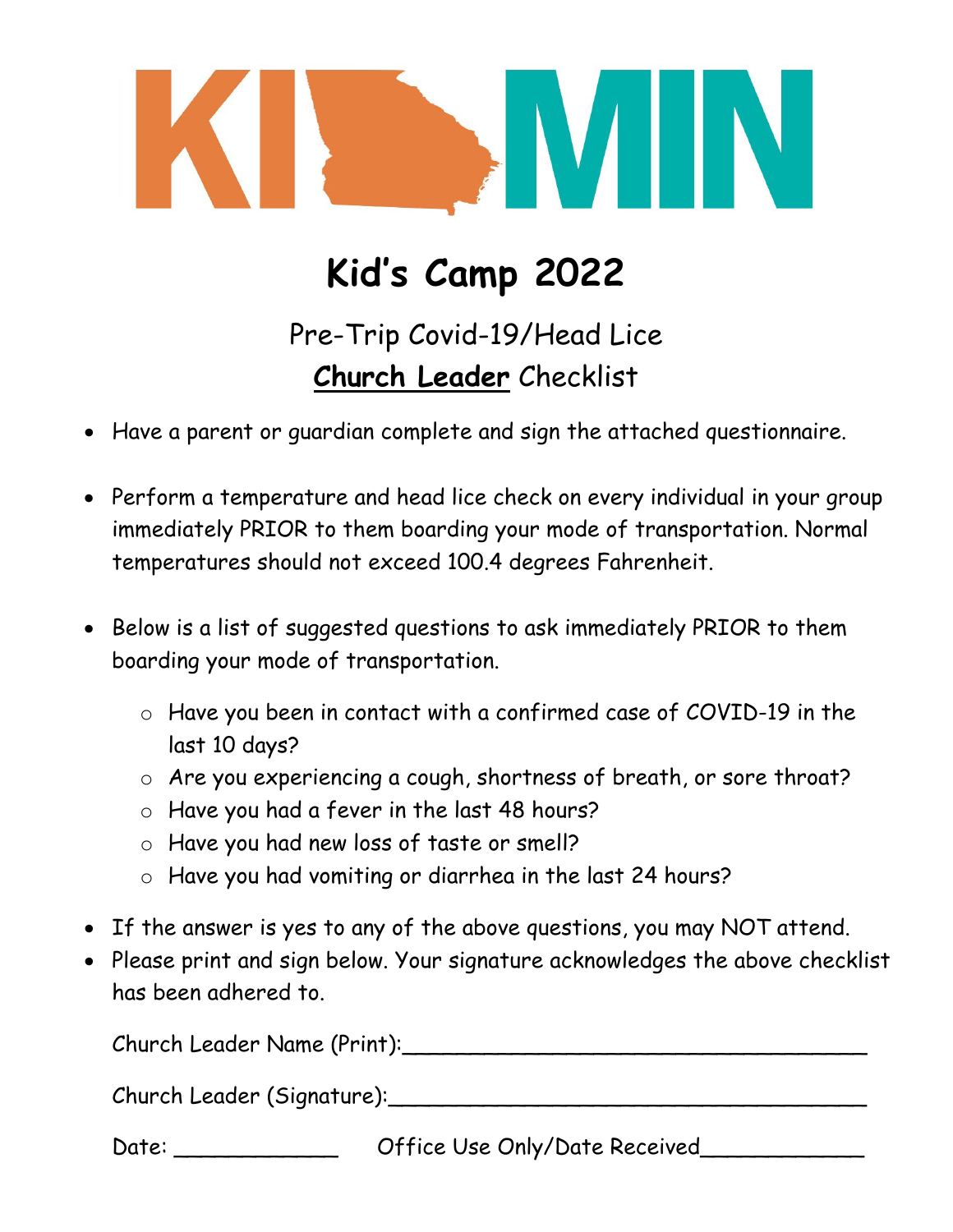KI MIN

# Kid's Camp 2022

## Pre-Trip Covid-19/Head Lice **Church Leader** Checklist

- Have a parent or guardian complete and sign the attached questionnaire.
- Perform a temperature and head lice check on every individual in your group immediately PRIOR to them boarding your mode of transportation. Normal temperatures should not exceed 100.4 degrees Fahrenheit.
- Below is a list of suggested questions to ask immediately PRIOR to them boarding your mode of transportation.
  - Have you been in contact with a confirmed case of COVID-19 in the last 10 days?
  - Are you experiencing a cough, shortness of breath, or sore throat?
  - Have you had a fever in the last 48 hours?
  - Have you had new loss of taste or smell?
  - Have you had vomiting or diarrhea in the last 24 hours?
- If the answer is yes to any of the above questions, you may NOT attend.
- Please print and sign below. Your signature acknowledges the above checklist has been adhered to.

Church Leader Name (Print):___________________________________

Church Leader (Signature):___________________________________

Date: _____________ Office Use Only/Date Received____________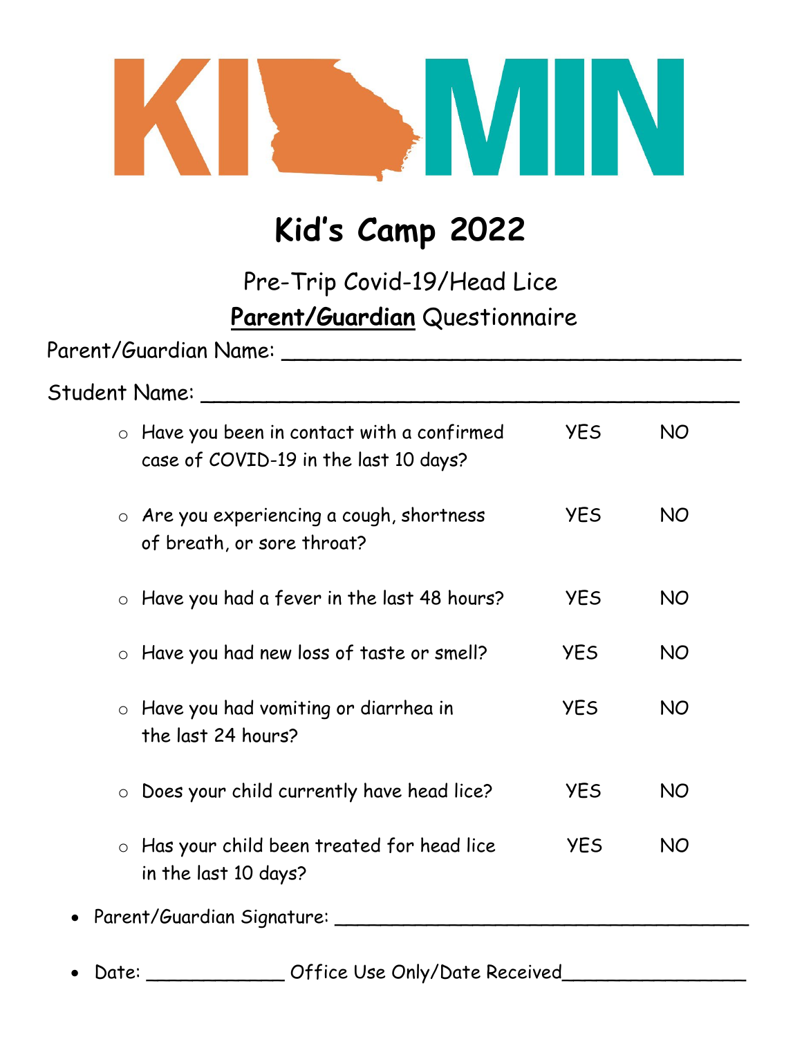KIDMIN

# Kid's Camp 2022

## Pre-Trip Covid-19/Head Lice

## **Parent/Guardian** Questionnaire

Parent/Guardian Name: ___________________________________

Student Name: _________________________________________

| | | |
|---|---|---|
| ○ Have you been in contact with a confirmed case of COVID-19 in the last 10 days? | YES | NO |
| ○ Are you experiencing a cough, shortness of breath, or sore throat? | YES | NO |
| ○ Have you had a fever in the last 48 hours? | YES | NO |
| ○ Have you had new loss of taste or smell? | YES | NO |
| ○ Have you had vomiting or diarrhea in the last 24 hours? | YES | NO |
| ○ Does your child currently have head lice? | YES | NO |
| ○ Has your child been treated for head lice in the last 10 days? | YES | NO |

- Parent/Guardian Signature: ___________________________________
- Date: ____________ Office Use Only/Date Received________________